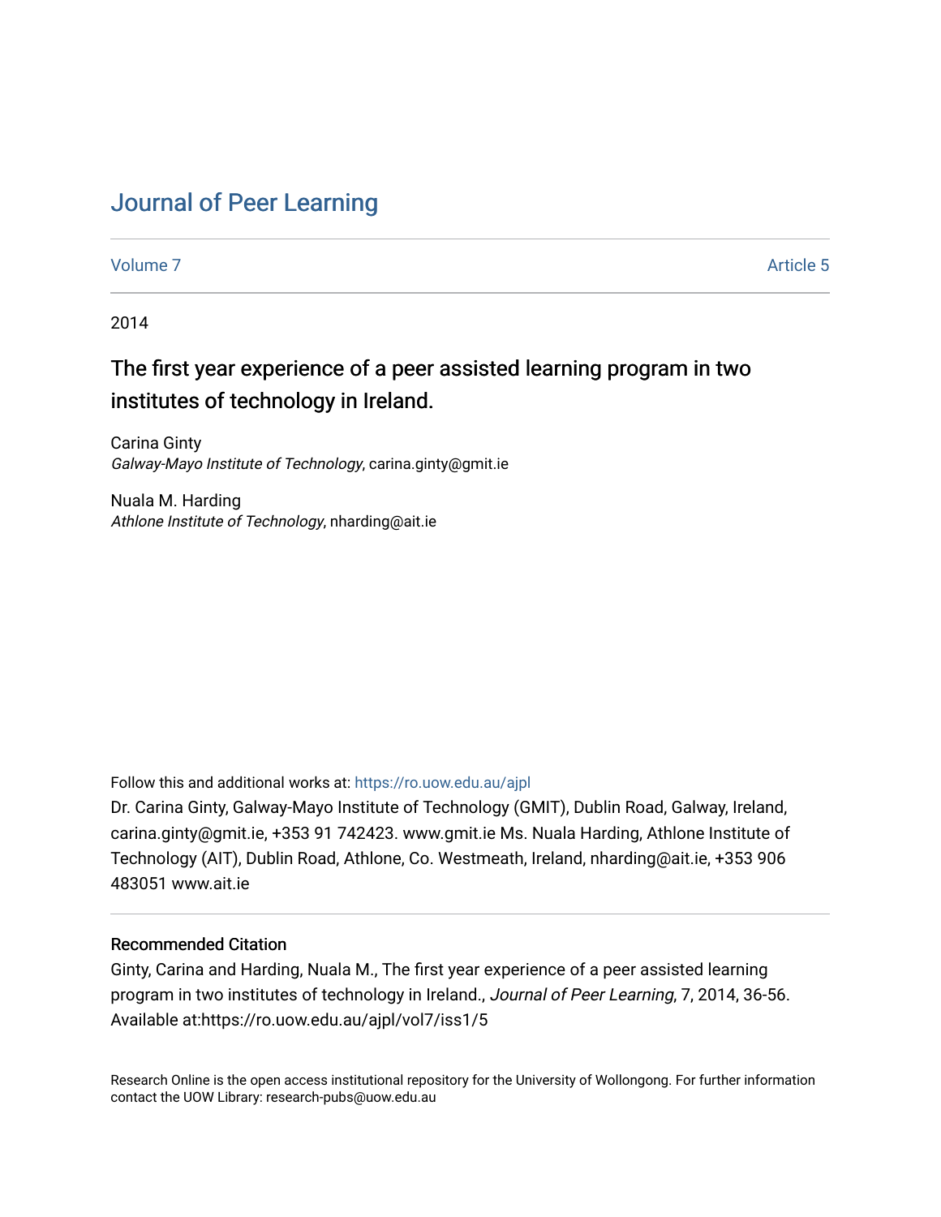# Journal of Peer Learning

Volume 7 | Article 5

2014

## The first year experience of a peer assisted learning program in two institutes of technology in Ireland.

Carina Ginty
*Galway-Mayo Institute of Technology*, carina.ginty@gmit.ie

Nuala M. Harding
*Athlone Institute of Technology*, nharding@ait.ie

Follow this and additional works at: https://ro.uow.edu.au/ajpl

Dr. Carina Ginty, Galway-Mayo Institute of Technology (GMIT), Dublin Road, Galway, Ireland, carina.ginty@gmit.ie, +353 91 742423. www.gmit.ie Ms. Nuala Harding, Athlone Institute of Technology (AIT), Dublin Road, Athlone, Co. Westmeath, Ireland, nharding@ait.ie, +353 906 483051 www.ait.ie

### Recommended Citation

Ginty, Carina and Harding, Nuala M., The first year experience of a peer assisted learning program in two institutes of technology in Ireland., *Journal of Peer Learning*, 7, 2014, 36-56.
Available at:https://ro.uow.edu.au/ajpl/vol7/iss1/5

Research Online is the open access institutional repository for the University of Wollongong. For further information contact the UOW Library: research-pubs@uow.edu.au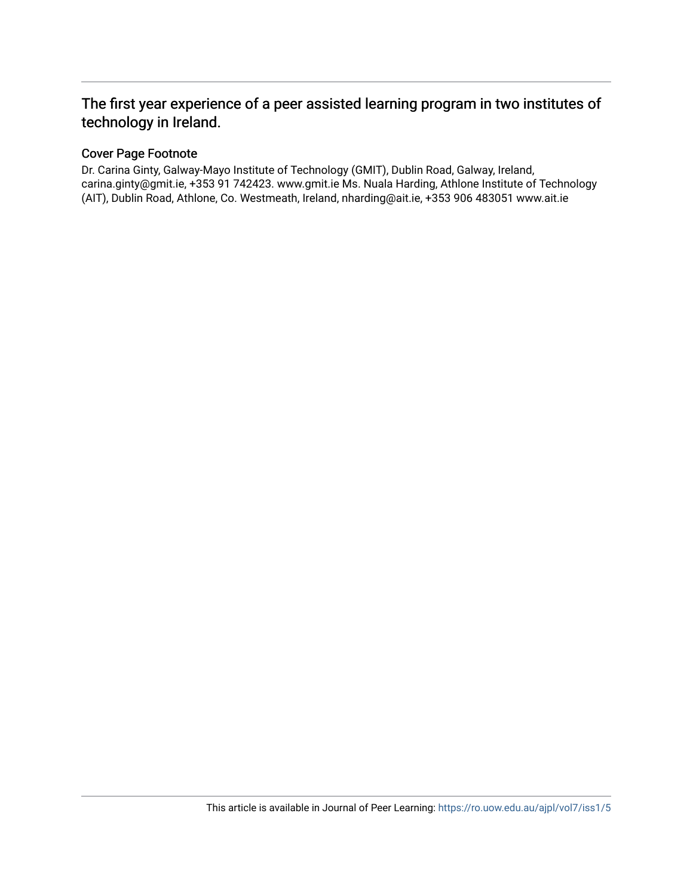# The first year experience of a peer assisted learning program in two institutes of technology in Ireland.

## Cover Page Footnote

Dr. Carina Ginty, Galway-Mayo Institute of Technology (GMIT), Dublin Road, Galway, Ireland, carina.ginty@gmit.ie, +353 91 742423. www.gmit.ie Ms. Nuala Harding, Athlone Institute of Technology (AIT), Dublin Road, Athlone, Co. Westmeath, Ireland, nharding@ait.ie, +353 906 483051 www.ait.ie

This article is available in Journal of Peer Learning: https://ro.uow.edu.au/ajpl/vol7/iss1/5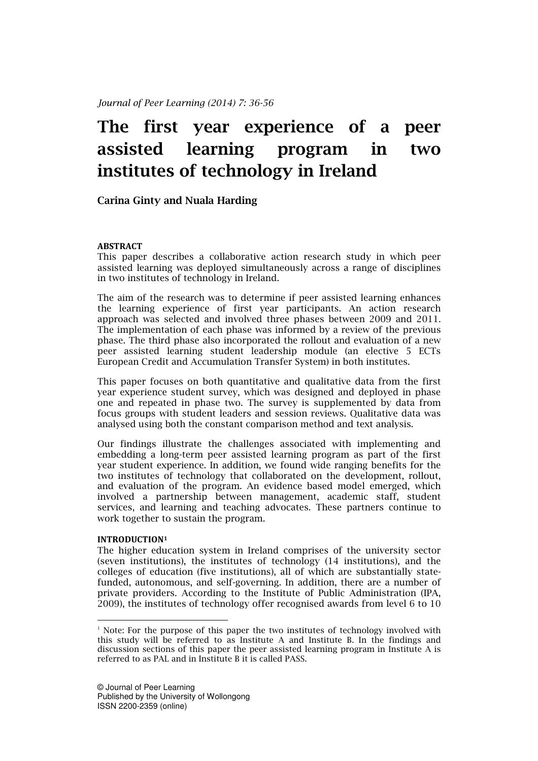*Journal of Peer Learning (2014) 7: 36-56*

# The first year experience of a peer assisted learning program in two institutes of technology in Ireland

**Carina Ginty and Nuala Harding**

**ABSTRACT**

This paper describes a collaborative action research study in which peer assisted learning was deployed simultaneously across a range of disciplines in two institutes of technology in Ireland.

The aim of the research was to determine if peer assisted learning enhances the learning experience of first year participants. An action research approach was selected and involved three phases between 2009 and 2011. The implementation of each phase was informed by a review of the previous phase. The third phase also incorporated the rollout and evaluation of a new peer assisted learning student leadership module (an elective 5 ECTs European Credit and Accumulation Transfer System) in both institutes.

This paper focuses on both quantitative and qualitative data from the first year experience student survey, which was designed and deployed in phase one and repeated in phase two. The survey is supplemented by data from focus groups with student leaders and session reviews. Qualitative data was analysed using both the constant comparison method and text analysis.

Our findings illustrate the challenges associated with implementing and embedding a long-term peer assisted learning program as part of the first year student experience. In addition, we found wide ranging benefits for the two institutes of technology that collaborated on the development, rollout, and evaluation of the program. An evidence based model emerged, which involved a partnership between management, academic staff, student services, and learning and teaching advocates. These partners continue to work together to sustain the program.

**INTRODUCTION[1]**

The higher education system in Ireland comprises of the university sector (seven institutions), the institutes of technology (14 institutions), and the colleges of education (five institutions), all of which are substantially state-funded, autonomous, and self-governing. In addition, there are a number of private providers. According to the Institute of Public Administration (IPA, 2009), the institutes of technology offer recognised awards from level 6 to 10

[1] Note: For the purpose of this paper the two institutes of technology involved with this study will be referred to as Institute A and Institute B. In the findings and discussion sections of this paper the peer assisted learning program in Institute A is referred to as PAL and in Institute B it is called PASS.

© Journal of Peer Learning
Published by the University of Wollongong
ISSN 2200-2359 (online)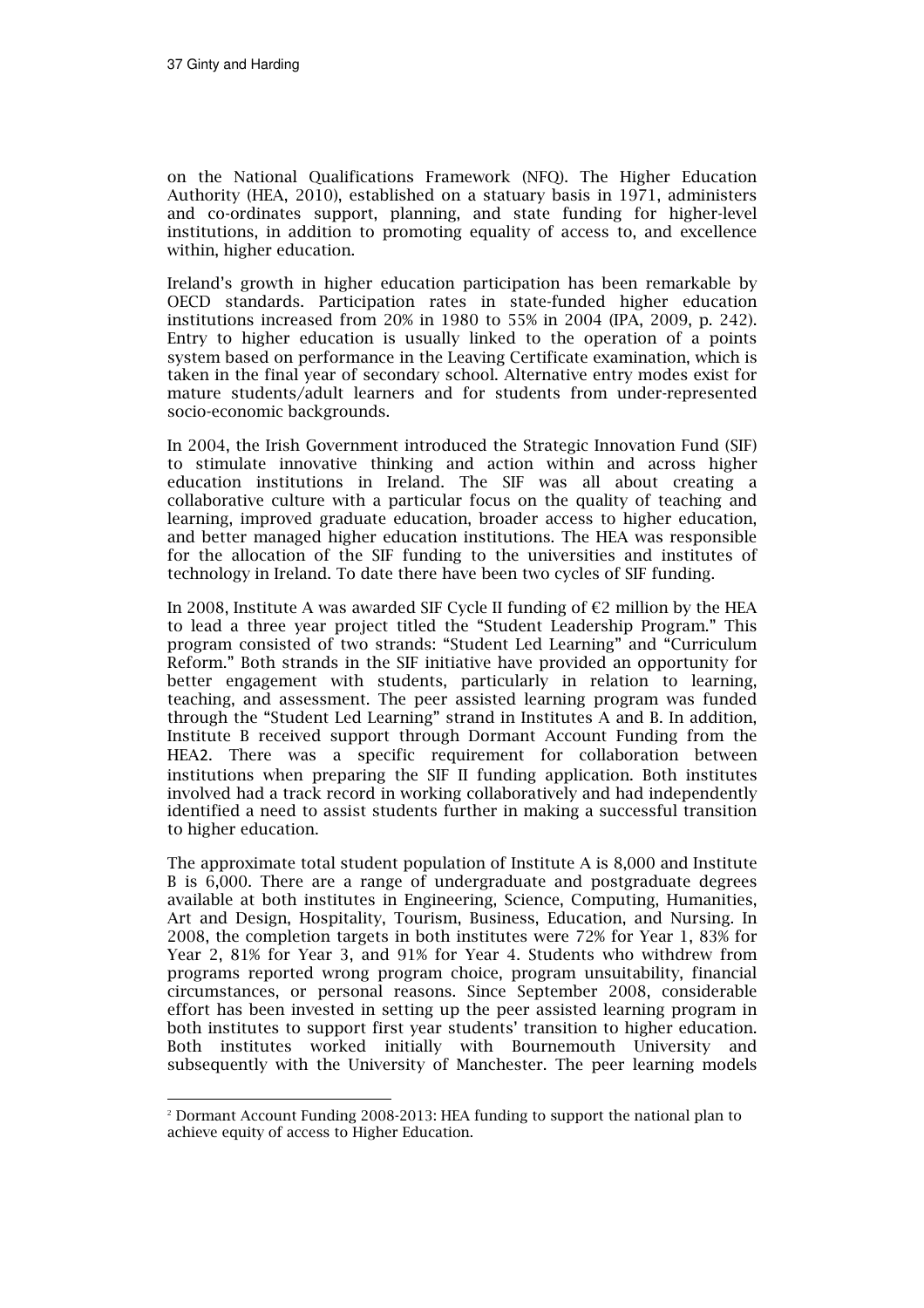on the National Qualifications Framework (NFQ). The Higher Education Authority (HEA, 2010), established on a statuary basis in 1971, administers and co-ordinates support, planning, and state funding for higher-level institutions, in addition to promoting equality of access to, and excellence within, higher education.

Ireland's growth in higher education participation has been remarkable by OECD standards. Participation rates in state-funded higher education institutions increased from 20% in 1980 to 55% in 2004 (IPA, 2009, p. 242). Entry to higher education is usually linked to the operation of a points system based on performance in the Leaving Certificate examination, which is taken in the final year of secondary school. Alternative entry modes exist for mature students/adult learners and for students from under-represented socio-economic backgrounds.

In 2004, the Irish Government introduced the Strategic Innovation Fund (SIF) to stimulate innovative thinking and action within and across higher education institutions in Ireland. The SIF was all about creating a collaborative culture with a particular focus on the quality of teaching and learning, improved graduate education, broader access to higher education, and better managed higher education institutions. The HEA was responsible for the allocation of the SIF funding to the universities and institutes of technology in Ireland. To date there have been two cycles of SIF funding.

In 2008, Institute A was awarded SIF Cycle II funding of €2 million by the HEA to lead a three year project titled the "Student Leadership Program." This program consisted of two strands: "Student Led Learning" and "Curriculum Reform." Both strands in the SIF initiative have provided an opportunity for better engagement with students, particularly in relation to learning, teaching, and assessment. The peer assisted learning program was funded through the "Student Led Learning" strand in Institutes A and B. In addition, Institute B received support through Dormant Account Funding from the HEA[2]. There was a specific requirement for collaboration between institutions when preparing the SIF II funding application. Both institutes involved had a track record in working collaboratively and had independently identified a need to assist students further in making a successful transition to higher education.

The approximate total student population of Institute A is 8,000 and Institute B is 6,000. There are a range of undergraduate and postgraduate degrees available at both institutes in Engineering, Science, Computing, Humanities, Art and Design, Hospitality, Tourism, Business, Education, and Nursing. In 2008, the completion targets in both institutes were 72% for Year 1, 83% for Year 2, 81% for Year 3, and 91% for Year 4. Students who withdrew from programs reported wrong program choice, program unsuitability, financial circumstances, or personal reasons. Since September 2008, considerable effort has been invested in setting up the peer assisted learning program in both institutes to support first year students' transition to higher education. Both institutes worked initially with Bournemouth University and subsequently with the University of Manchester. The peer learning models

[2] Dormant Account Funding 2008-2013: HEA funding to support the national plan to achieve equity of access to Higher Education.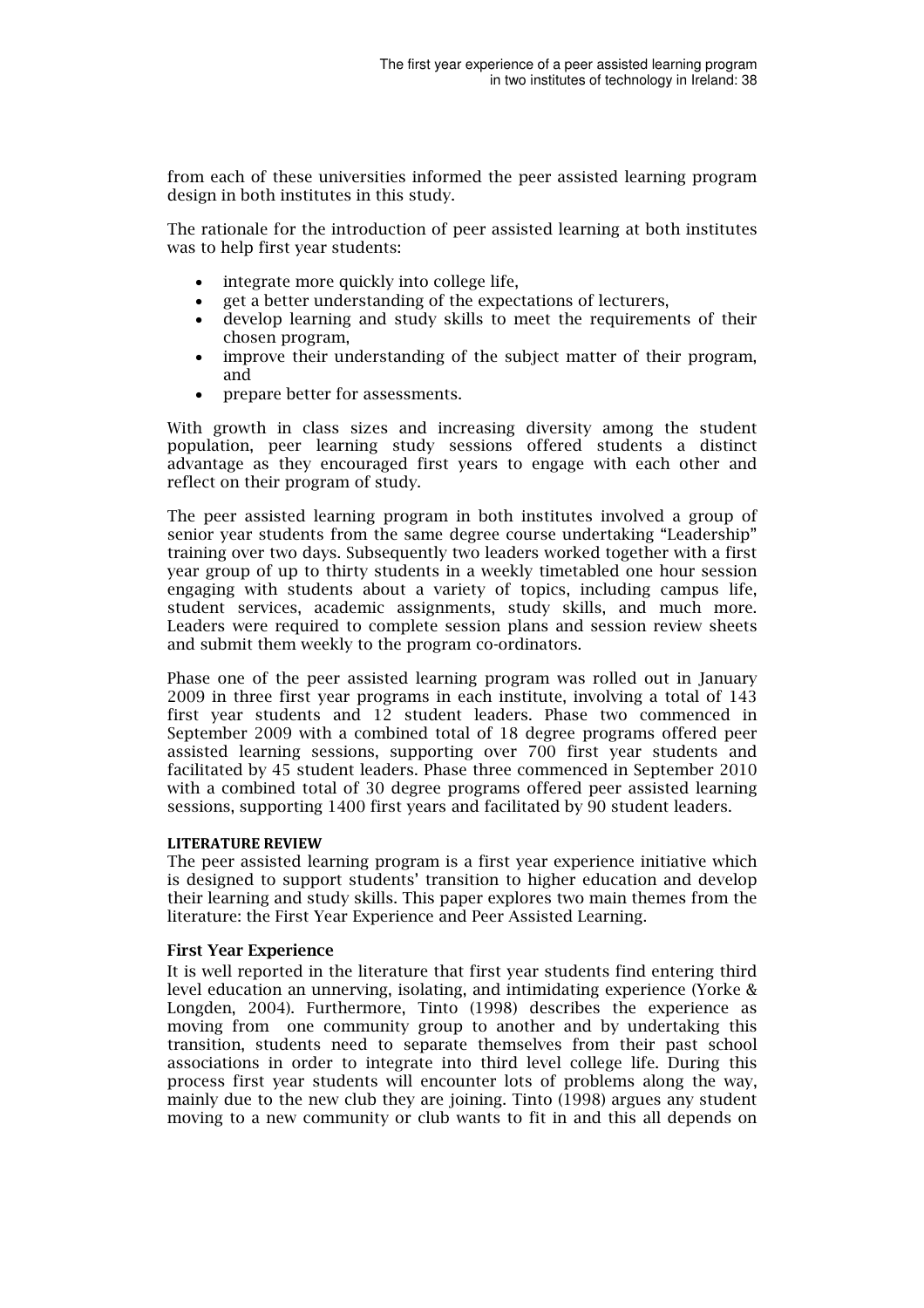from each of these universities informed the peer assisted learning program design in both institutes in this study.

The rationale for the introduction of peer assisted learning at both institutes was to help first year students:

- integrate more quickly into college life,
- get a better understanding of the expectations of lecturers,
- develop learning and study skills to meet the requirements of their chosen program,
- improve their understanding of the subject matter of their program, and
- prepare better for assessments.

With growth in class sizes and increasing diversity among the student population, peer learning study sessions offered students a distinct advantage as they encouraged first years to engage with each other and reflect on their program of study.

The peer assisted learning program in both institutes involved a group of senior year students from the same degree course undertaking "Leadership" training over two days. Subsequently two leaders worked together with a first year group of up to thirty students in a weekly timetabled one hour session engaging with students about a variety of topics, including campus life, student services, academic assignments, study skills, and much more. Leaders were required to complete session plans and session review sheets and submit them weekly to the program co-ordinators.

Phase one of the peer assisted learning program was rolled out in January 2009 in three first year programs in each institute, involving a total of 143 first year students and 12 student leaders. Phase two commenced in September 2009 with a combined total of 18 degree programs offered peer assisted learning sessions, supporting over 700 first year students and facilitated by 45 student leaders. Phase three commenced in September 2010 with a combined total of 30 degree programs offered peer assisted learning sessions, supporting 1400 first years and facilitated by 90 student leaders.

## LITERATURE REVIEW

The peer assisted learning program is a first year experience initiative which is designed to support students' transition to higher education and develop their learning and study skills. This paper explores two main themes from the literature: the First Year Experience and Peer Assisted Learning.

### First Year Experience

It is well reported in the literature that first year students find entering third level education an unnerving, isolating, and intimidating experience (Yorke & Longden, 2004). Furthermore, Tinto (1998) describes the experience as moving from one community group to another and by undertaking this transition, students need to separate themselves from their past school associations in order to integrate into third level college life. During this process first year students will encounter lots of problems along the way, mainly due to the new club they are joining. Tinto (1998) argues any student moving to a new community or club wants to fit in and this all depends on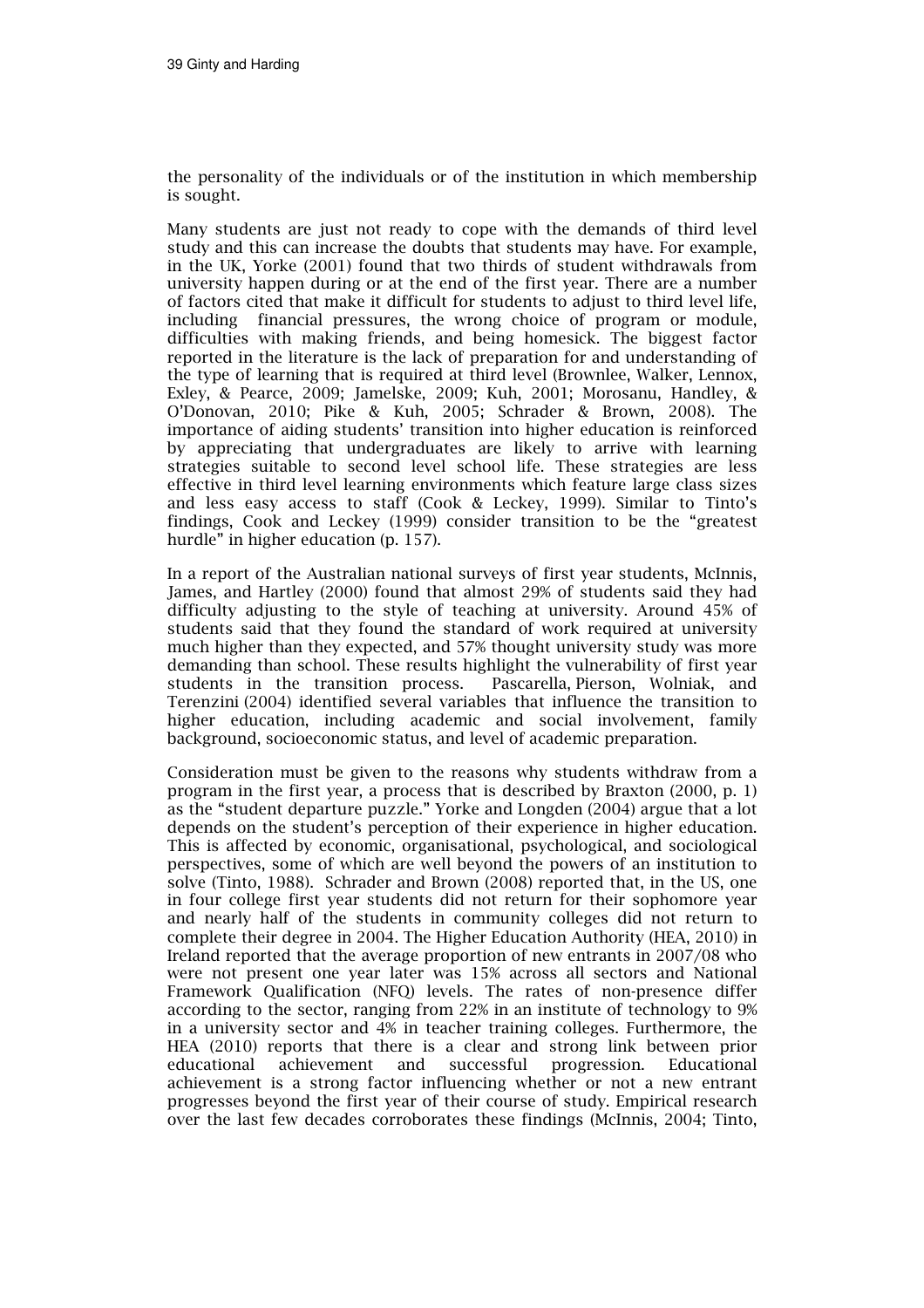the personality of the individuals or of the institution in which membership is sought.

Many students are just not ready to cope with the demands of third level study and this can increase the doubts that students may have. For example, in the UK, Yorke (2001) found that two thirds of student withdrawals from university happen during or at the end of the first year. There are a number of factors cited that make it difficult for students to adjust to third level life, including financial pressures, the wrong choice of program or module, difficulties with making friends, and being homesick. The biggest factor reported in the literature is the lack of preparation for and understanding of the type of learning that is required at third level (Brownlee, Walker, Lennox, Exley, & Pearce, 2009; Jamelske, 2009; Kuh, 2001; Morosanu, Handley, & O'Donovan, 2010; Pike & Kuh, 2005; Schrader & Brown, 2008). The importance of aiding students' transition into higher education is reinforced by appreciating that undergraduates are likely to arrive with learning strategies suitable to second level school life. These strategies are less effective in third level learning environments which feature large class sizes and less easy access to staff (Cook & Leckey, 1999). Similar to Tinto's findings, Cook and Leckey (1999) consider transition to be the "greatest hurdle" in higher education (p. 157).

In a report of the Australian national surveys of first year students, McInnis, James, and Hartley (2000) found that almost 29% of students said they had difficulty adjusting to the style of teaching at university. Around 45% of students said that they found the standard of work required at university much higher than they expected, and 57% thought university study was more demanding than school. These results highlight the vulnerability of first year students in the transition process. Pascarella, Pierson, Wolniak, and Terenzini (2004) identified several variables that influence the transition to higher education, including academic and social involvement, family background, socioeconomic status, and level of academic preparation.

Consideration must be given to the reasons why students withdraw from a program in the first year, a process that is described by Braxton (2000, p. 1) as the "student departure puzzle." Yorke and Longden (2004) argue that a lot depends on the student's perception of their experience in higher education. This is affected by economic, organisational, psychological, and sociological perspectives, some of which are well beyond the powers of an institution to solve (Tinto, 1988). Schrader and Brown (2008) reported that, in the US, one in four college first year students did not return for their sophomore year and nearly half of the students in community colleges did not return to complete their degree in 2004. The Higher Education Authority (HEA, 2010) in Ireland reported that the average proportion of new entrants in 2007/08 who were not present one year later was 15% across all sectors and National Framework Qualification (NFQ) levels. The rates of non-presence differ according to the sector, ranging from 22% in an institute of technology to 9% in a university sector and 4% in teacher training colleges. Furthermore, the HEA (2010) reports that there is a clear and strong link between prior educational achievement and successful progression. Educational achievement is a strong factor influencing whether or not a new entrant progresses beyond the first year of their course of study. Empirical research over the last few decades corroborates these findings (McInnis, 2004; Tinto,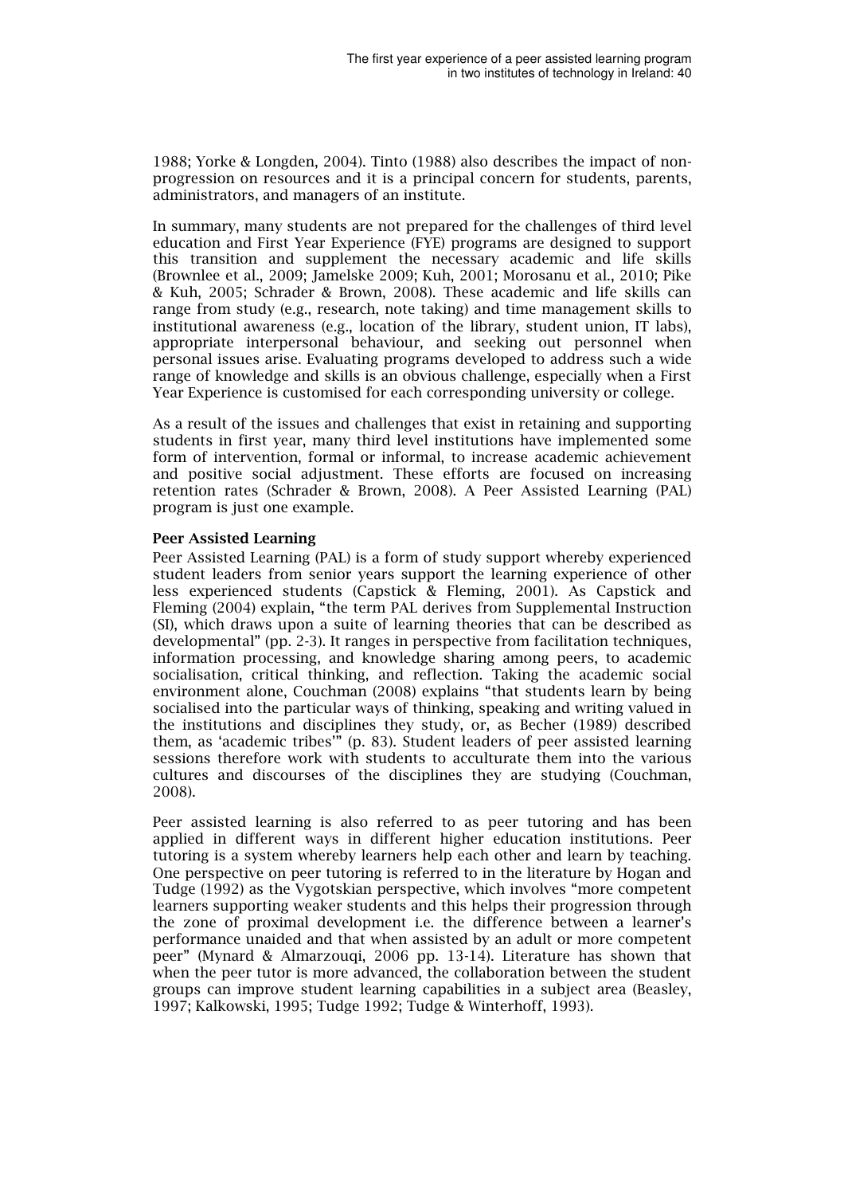1988; Yorke & Longden, 2004). Tinto (1988) also describes the impact of non-progression on resources and it is a principal concern for students, parents, administrators, and managers of an institute.

In summary, many students are not prepared for the challenges of third level education and First Year Experience (FYE) programs are designed to support this transition and supplement the necessary academic and life skills (Brownlee et al., 2009; Jamelske 2009; Kuh, 2001; Morosanu et al., 2010; Pike & Kuh, 2005; Schrader & Brown, 2008). These academic and life skills can range from study (e.g., research, note taking) and time management skills to institutional awareness (e.g., location of the library, student union, IT labs), appropriate interpersonal behaviour, and seeking out personnel when personal issues arise. Evaluating programs developed to address such a wide range of knowledge and skills is an obvious challenge, especially when a First Year Experience is customised for each corresponding university or college.

As a result of the issues and challenges that exist in retaining and supporting students in first year, many third level institutions have implemented some form of intervention, formal or informal, to increase academic achievement and positive social adjustment. These efforts are focused on increasing retention rates (Schrader & Brown, 2008). A Peer Assisted Learning (PAL) program is just one example.

**Peer Assisted Learning**

Peer Assisted Learning (PAL) is a form of study support whereby experienced student leaders from senior years support the learning experience of other less experienced students (Capstick & Fleming, 2001). As Capstick and Fleming (2004) explain, "the term PAL derives from Supplemental Instruction (SI), which draws upon a suite of learning theories that can be described as developmental" (pp. 2-3). It ranges in perspective from facilitation techniques, information processing, and knowledge sharing among peers, to academic socialisation, critical thinking, and reflection. Taking the academic social environment alone, Couchman (2008) explains "that students learn by being socialised into the particular ways of thinking, speaking and writing valued in the institutions and disciplines they study, or, as Becher (1989) described them, as 'academic tribes'" (p. 83). Student leaders of peer assisted learning sessions therefore work with students to acculturate them into the various cultures and discourses of the disciplines they are studying (Couchman, 2008).

Peer assisted learning is also referred to as peer tutoring and has been applied in different ways in different higher education institutions. Peer tutoring is a system whereby learners help each other and learn by teaching. One perspective on peer tutoring is referred to in the literature by Hogan and Tudge (1992) as the Vygotskian perspective, which involves "more competent learners supporting weaker students and this helps their progression through the zone of proximal development i.e. the difference between a learner's performance unaided and that when assisted by an adult or more competent peer" (Mynard & Almarzouqi, 2006 pp. 13-14). Literature has shown that when the peer tutor is more advanced, the collaboration between the student groups can improve student learning capabilities in a subject area (Beasley, 1997; Kalkowski, 1995; Tudge 1992; Tudge & Winterhoff, 1993).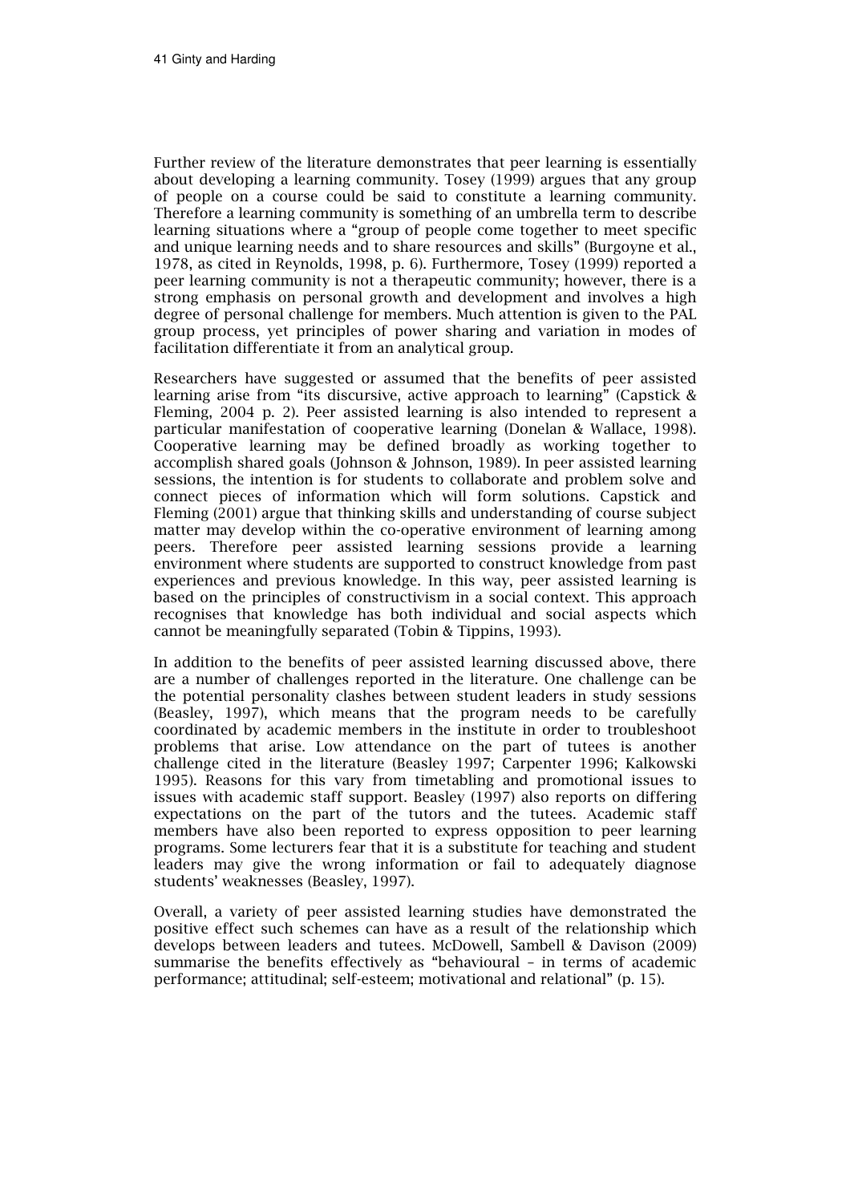Further review of the literature demonstrates that peer learning is essentially about developing a learning community. Tosey (1999) argues that any group of people on a course could be said to constitute a learning community. Therefore a learning community is something of an umbrella term to describe learning situations where a "group of people come together to meet specific and unique learning needs and to share resources and skills" (Burgoyne et al., 1978, as cited in Reynolds, 1998, p. 6). Furthermore, Tosey (1999) reported a peer learning community is not a therapeutic community; however, there is a strong emphasis on personal growth and development and involves a high degree of personal challenge for members. Much attention is given to the PAL group process, yet principles of power sharing and variation in modes of facilitation differentiate it from an analytical group.

Researchers have suggested or assumed that the benefits of peer assisted learning arise from "its discursive, active approach to learning" (Capstick & Fleming, 2004 p. 2). Peer assisted learning is also intended to represent a particular manifestation of cooperative learning (Donelan & Wallace, 1998). Cooperative learning may be defined broadly as working together to accomplish shared goals (Johnson & Johnson, 1989). In peer assisted learning sessions, the intention is for students to collaborate and problem solve and connect pieces of information which will form solutions. Capstick and Fleming (2001) argue that thinking skills and understanding of course subject matter may develop within the co-operative environment of learning among peers. Therefore peer assisted learning sessions provide a learning environment where students are supported to construct knowledge from past experiences and previous knowledge. In this way, peer assisted learning is based on the principles of constructivism in a social context. This approach recognises that knowledge has both individual and social aspects which cannot be meaningfully separated (Tobin & Tippins, 1993).

In addition to the benefits of peer assisted learning discussed above, there are a number of challenges reported in the literature. One challenge can be the potential personality clashes between student leaders in study sessions (Beasley, 1997), which means that the program needs to be carefully coordinated by academic members in the institute in order to troubleshoot problems that arise. Low attendance on the part of tutees is another challenge cited in the literature (Beasley 1997; Carpenter 1996; Kalkowski 1995). Reasons for this vary from timetabling and promotional issues to issues with academic staff support. Beasley (1997) also reports on differing expectations on the part of the tutors and the tutees. Academic staff members have also been reported to express opposition to peer learning programs. Some lecturers fear that it is a substitute for teaching and student leaders may give the wrong information or fail to adequately diagnose students' weaknesses (Beasley, 1997).

Overall, a variety of peer assisted learning studies have demonstrated the positive effect such schemes can have as a result of the relationship which develops between leaders and tutees. McDowell, Sambell & Davison (2009) summarise the benefits effectively as "behavioural – in terms of academic performance; attitudinal; self-esteem; motivational and relational" (p. 15).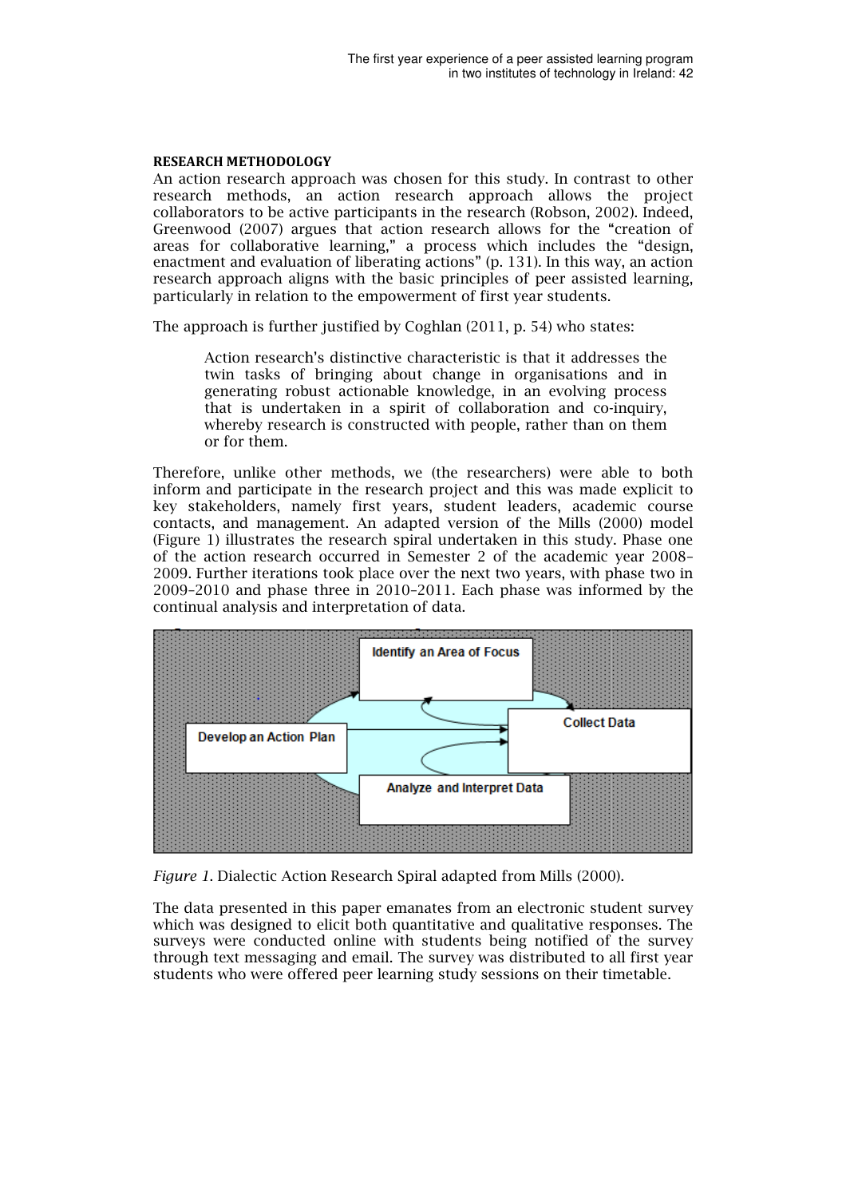## RESEARCH METHODOLOGY

An action research approach was chosen for this study. In contrast to other research methods, an action research approach allows the project collaborators to be active participants in the research (Robson, 2002). Indeed, Greenwood (2007) argues that action research allows for the "creation of areas for collaborative learning," a process which includes the "design, enactment and evaluation of liberating actions" (p. 131). In this way, an action research approach aligns with the basic principles of peer assisted learning, particularly in relation to the empowerment of first year students.

The approach is further justified by Coghlan (2011, p. 54) who states:

> Action research's distinctive characteristic is that it addresses the twin tasks of bringing about change in organisations and in generating robust actionable knowledge, in an evolving process that is undertaken in a spirit of collaboration and co-inquiry, whereby research is constructed with people, rather than on them or for them.

Therefore, unlike other methods, we (the researchers) were able to both inform and participate in the research project and this was made explicit to key stakeholders, namely first years, student leaders, academic course contacts, and management. An adapted version of the Mills (2000) model (Figure 1) illustrates the research spiral undertaken in this study. Phase one of the action research occurred in Semester 2 of the academic year 2008–2009. Further iterations took place over the next two years, with phase two in 2009–2010 and phase three in 2010–2011. Each phase was informed by the continual analysis and interpretation of data.

Identify an Area of Focus

Collect Data

Develop an Action Plan

Analyze and Interpret Data

*Figure 1*. Dialectic Action Research Spiral adapted from Mills (2000).

The data presented in this paper emanates from an electronic student survey which was designed to elicit both quantitative and qualitative responses. The surveys were conducted online with students being notified of the survey through text messaging and email. The survey was distributed to all first year students who were offered peer learning study sessions on their timetable.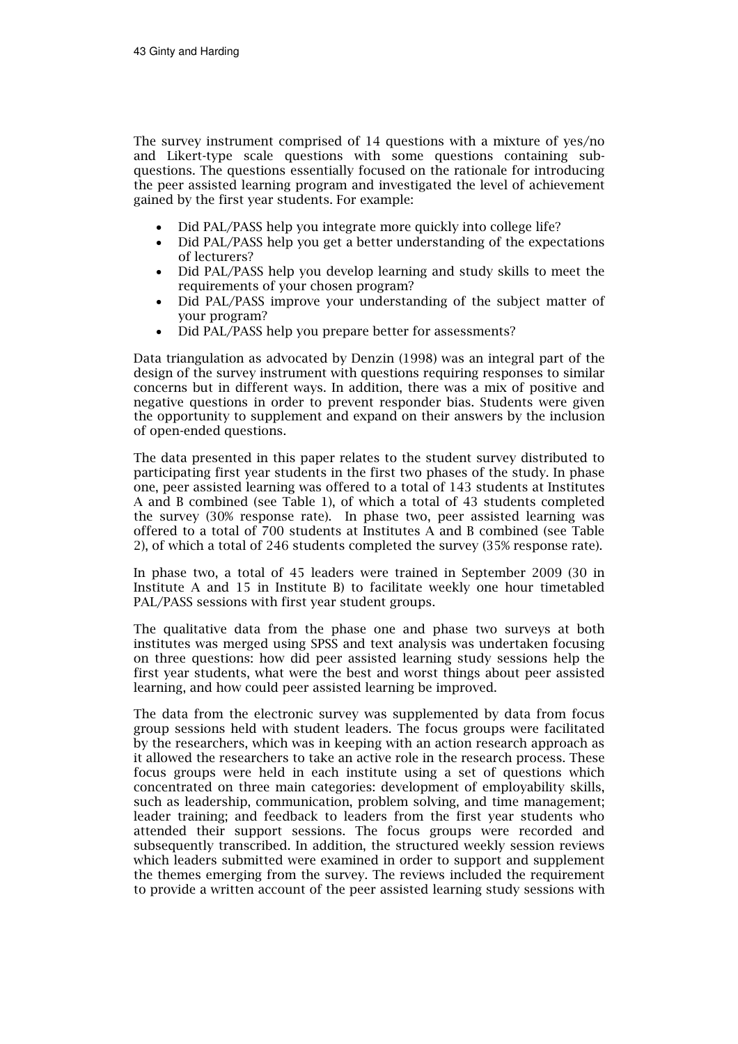The survey instrument comprised of 14 questions with a mixture of yes/no and Likert-type scale questions with some questions containing sub-questions. The questions essentially focused on the rationale for introducing the peer assisted learning program and investigated the level of achievement gained by the first year students. For example:

- Did PAL/PASS help you integrate more quickly into college life?
- Did PAL/PASS help you get a better understanding of the expectations of lecturers?
- Did PAL/PASS help you develop learning and study skills to meet the requirements of your chosen program?
- Did PAL/PASS improve your understanding of the subject matter of your program?
- Did PAL/PASS help you prepare better for assessments?

Data triangulation as advocated by Denzin (1998) was an integral part of the design of the survey instrument with questions requiring responses to similar concerns but in different ways. In addition, there was a mix of positive and negative questions in order to prevent responder bias. Students were given the opportunity to supplement and expand on their answers by the inclusion of open-ended questions.

The data presented in this paper relates to the student survey distributed to participating first year students in the first two phases of the study. In phase one, peer assisted learning was offered to a total of 143 students at Institutes A and B combined (see Table 1), of which a total of 43 students completed the survey (30% response rate). In phase two, peer assisted learning was offered to a total of 700 students at Institutes A and B combined (see Table 2), of which a total of 246 students completed the survey (35% response rate).

In phase two, a total of 45 leaders were trained in September 2009 (30 in Institute A and 15 in Institute B) to facilitate weekly one hour timetabled PAL/PASS sessions with first year student groups.

The qualitative data from the phase one and phase two surveys at both institutes was merged using SPSS and text analysis was undertaken focusing on three questions: how did peer assisted learning study sessions help the first year students, what were the best and worst things about peer assisted learning, and how could peer assisted learning be improved.

The data from the electronic survey was supplemented by data from focus group sessions held with student leaders. The focus groups were facilitated by the researchers, which was in keeping with an action research approach as it allowed the researchers to take an active role in the research process. These focus groups were held in each institute using a set of questions which concentrated on three main categories: development of employability skills, such as leadership, communication, problem solving, and time management; leader training; and feedback to leaders from the first year students who attended their support sessions. The focus groups were recorded and subsequently transcribed. In addition, the structured weekly session reviews which leaders submitted were examined in order to support and supplement the themes emerging from the survey. The reviews included the requirement to provide a written account of the peer assisted learning study sessions with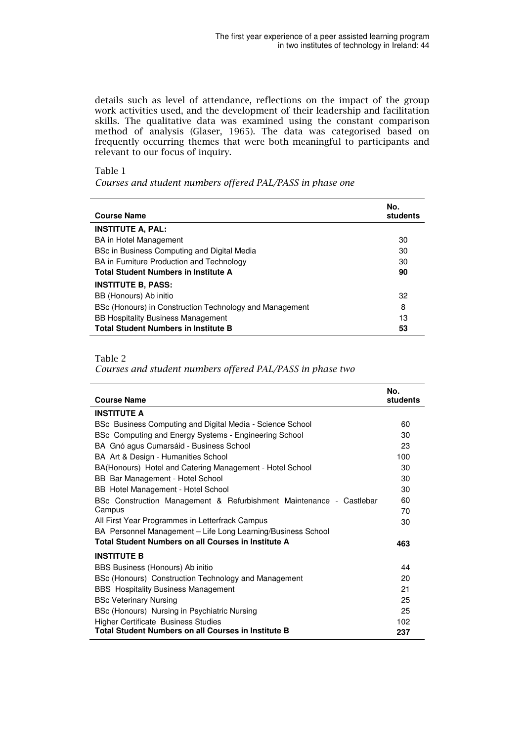details such as level of attendance, reflections on the impact of the group work activities used, and the development of their leadership and facilitation skills. The qualitative data was examined using the constant comparison method of analysis (Glaser, 1965). The data was categorised based on frequently occurring themes that were both meaningful to participants and relevant to our focus of inquiry.

Table 1

*Courses and student numbers offered PAL/PASS in phase one*

| Course Name | No. students |
|---|---|
| **INSTITUTE A, PAL:** | |
| BA in Hotel Management | 30 |
| BSc in Business Computing and Digital Media | 30 |
| BA in Furniture Production and Technology | 30 |
| **Total Student Numbers in Institute A** | **90** |
| **INSTITUTE B, PASS:** | |
| BB (Honours) Ab initio | 32 |
| BSc (Honours) in Construction Technology and Management | 8 |
| BB Hospitality Business Management | 13 |
| **Total Student Numbers in Institute B** | **53** |

Table 2

*Courses and student numbers offered PAL/PASS in phase two*

| Course Name | No. students |
|---|---|
| **INSTITUTE A** | |
| BSc Business Computing and Digital Media - Science School | 60 |
| BSc Computing and Energy Systems - Engineering School | 30 |
| BA Gnó agus Cumarsáid - Business School | 23 |
| BA Art & Design - Humanities School | 100 |
| BA(Honours) Hotel and Catering Management - Hotel School | 30 |
| BB Bar Management - Hotel School | 30 |
| BB Hotel Management - Hotel School | 30 |
| BSc Construction Management & Refurbishment Maintenance - Castlebar Campus | 60 |
| All First Year Programmes in Letterfrack Campus | 70 |
| BA Personnel Management – Life Long Learning/Business School | 30 |
| **Total Student Numbers on all Courses in Institute A** | **463** |
| **INSTITUTE B** | |
| BBS Business (Honours) Ab initio | 44 |
| BSc (Honours) Construction Technology and Management | 20 |
| BBS Hospitality Business Management | 21 |
| BSc Veterinary Nursing | 25 |
| BSc (Honours) Nursing in Psychiatric Nursing | 25 |
| Higher Certificate Business Studies | 102 |
| **Total Student Numbers on all Courses in Institute B** | **237** |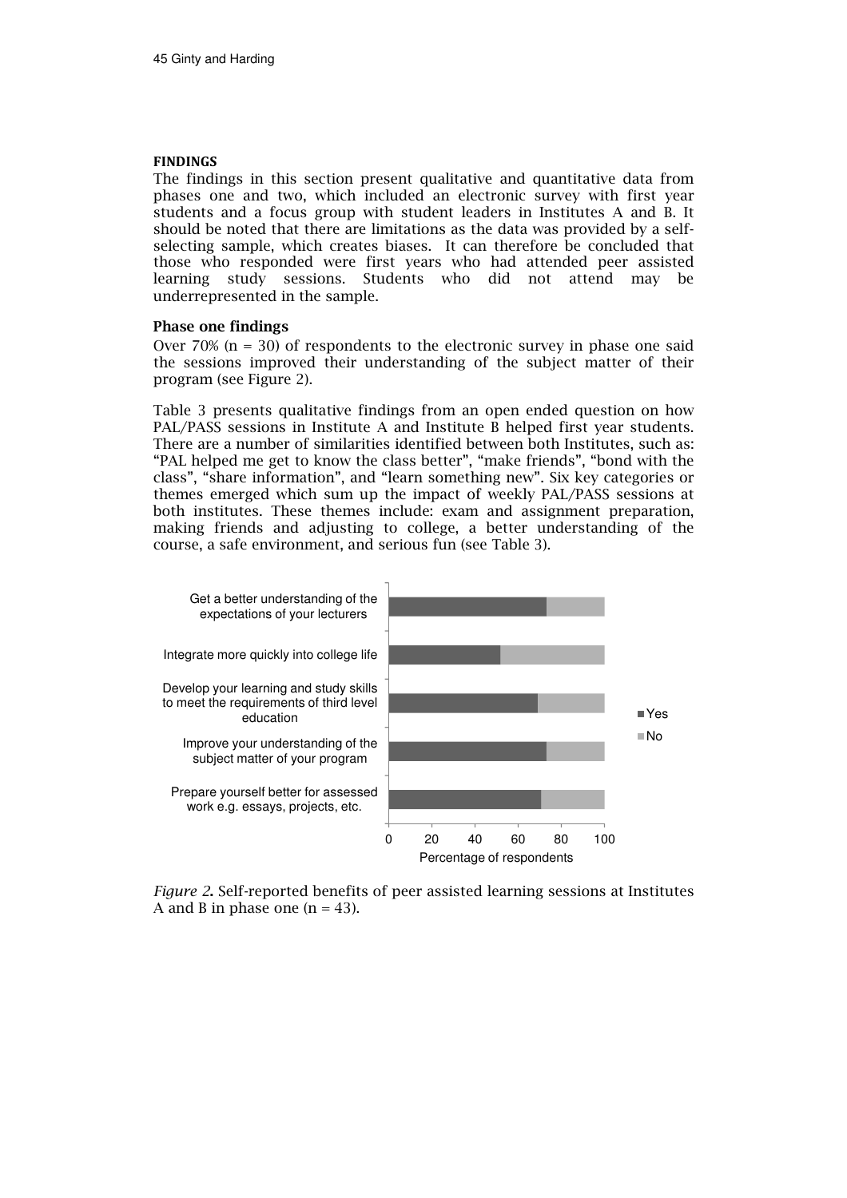### FINDINGS

The findings in this section present qualitative and quantitative data from phases one and two, which included an electronic survey with first year students and a focus group with student leaders in Institutes A and B. It should be noted that there are limitations as the data was provided by a self-selecting sample, which creates biases. It can therefore be concluded that those who responded were first years who had attended peer assisted learning study sessions. Students who did not attend may be underrepresented in the sample.

#### Phase one findings

Over 70% (n = 30) of respondents to the electronic survey in phase one said the sessions improved their understanding of the subject matter of their program (see Figure 2).

Table 3 presents qualitative findings from an open ended question on how PAL/PASS sessions in Institute A and Institute B helped first year students. There are a number of similarities identified between both Institutes, such as: "PAL helped me get to know the class better", "make friends", "bond with the class", "share information", and "learn something new". Six key categories or themes emerged which sum up the impact of weekly PAL/PASS sessions at both institutes. These themes include: exam and assignment preparation, making friends and adjusting to college, a better understanding of the course, a safe environment, and serious fun (see Table 3).

| | Yes | No |
|---|---|---|
| Get a better understanding of the expectations of your lecturers | ~73 | ~27 |
| Integrate more quickly into college life | ~52 | ~48 |
| Develop your learning and study skills to meet the requirements of third level education | ~69 | ~31 |
| Improve your understanding of the subject matter of your program | ~73 | ~27 |
| Prepare yourself better for assessed work e.g. essays, projects, etc. | ~71 | ~29 |

Percentage of respondents (0–100)

*Figure 2.* Self-reported benefits of peer assisted learning sessions at Institutes A and B in phase one (n = 43).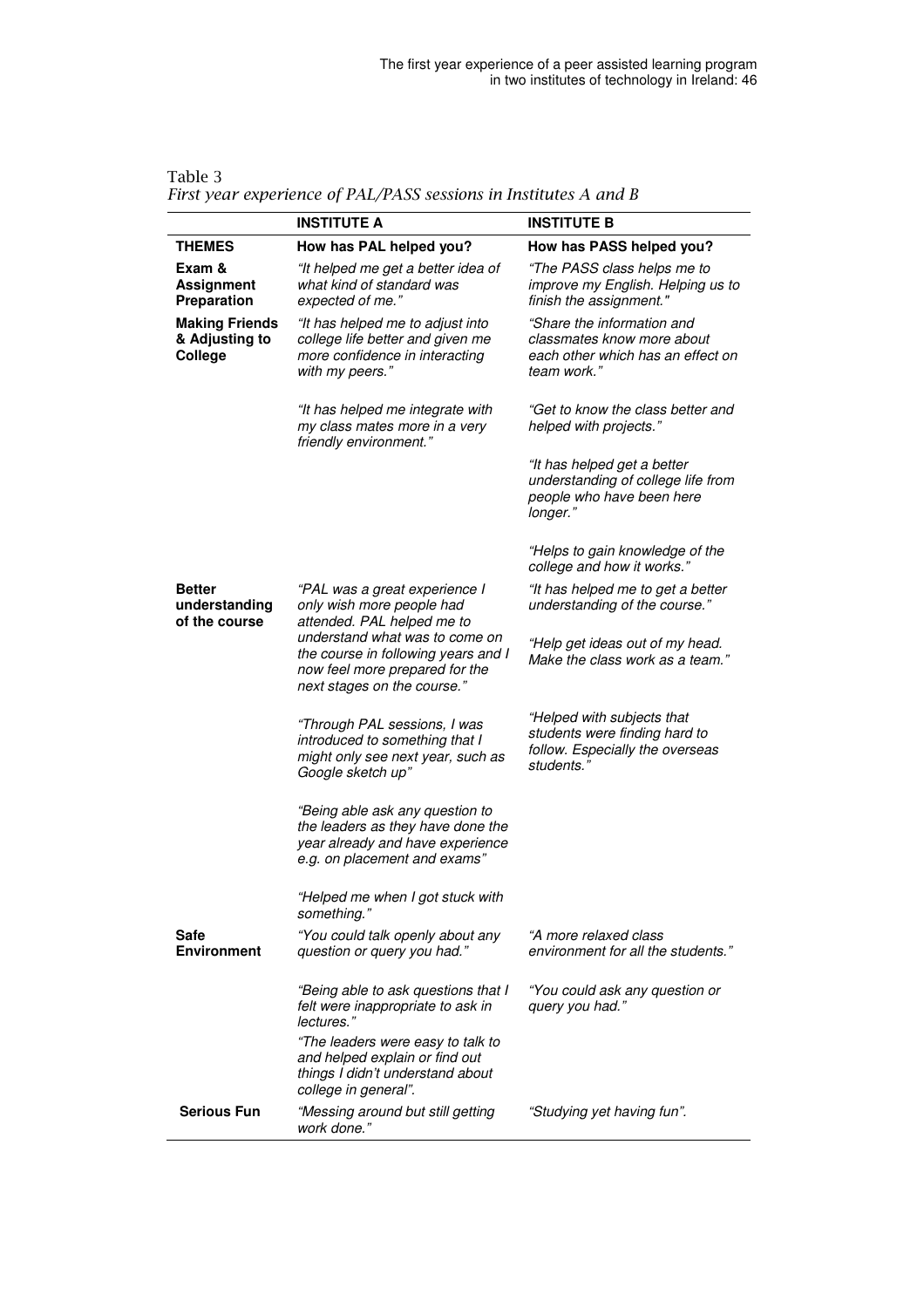Table 3
*First year experience of PAL/PASS sessions in Institutes A and B*

| | **INSTITUTE A** | **INSTITUTE B** |
|---|---|---|
| **THEMES** | **How has PAL helped you?** | **How has PASS helped you?** |
| **Exam & Assignment Preparation** | *"It helped me get a better idea of what kind of standard was expected of me."* | *"The PASS class helps me to improve my English. Helping us to finish the assignment."* |
| **Making Friends & Adjusting to College** | *"It has helped me to adjust into college life better and given me more confidence in interacting with my peers."* | *"Share the information and classmates know more about each other which has an effect on team work."* |
| | *"It has helped me integrate with my class mates more in a very friendly environment."* | *"Get to know the class better and helped with projects."* |
| | | *"It has helped get a better understanding of college life from people who have been here longer."* |
| | | *"Helps to gain knowledge of the college and how it works."* |
| **Better understanding of the course** | *"PAL was a great experience I only wish more people had attended. PAL helped me to understand what was to come on the course in following years and I now feel more prepared for the next stages on the course."* | *"It has helped me to get a better understanding of the course."* *"Help get ideas out of my head. Make the class work as a team."* |
| | *"Through PAL sessions, I was introduced to something that I might only see next year, such as Google sketch up"* | *"Helped with subjects that students were finding hard to follow. Especially the overseas students."* |
| | *"Being able ask any question to the leaders as they have done the year already and have experience e.g. on placement and exams"* | |
| | *"Helped me when I got stuck with something."* | |
| **Safe Environment** | *"You could talk openly about any question or query you had."* | *"A more relaxed class environment for all the students."* |
| | *"Being able to ask questions that I felt were inappropriate to ask in lectures."* | *"You could ask any question or query you had."* |
| | *"The leaders were easy to talk to and helped explain or find out things I didn't understand about college in general".* | |
| **Serious Fun** | *"Messing around but still getting work done."* | *"Studying yet having fun".* |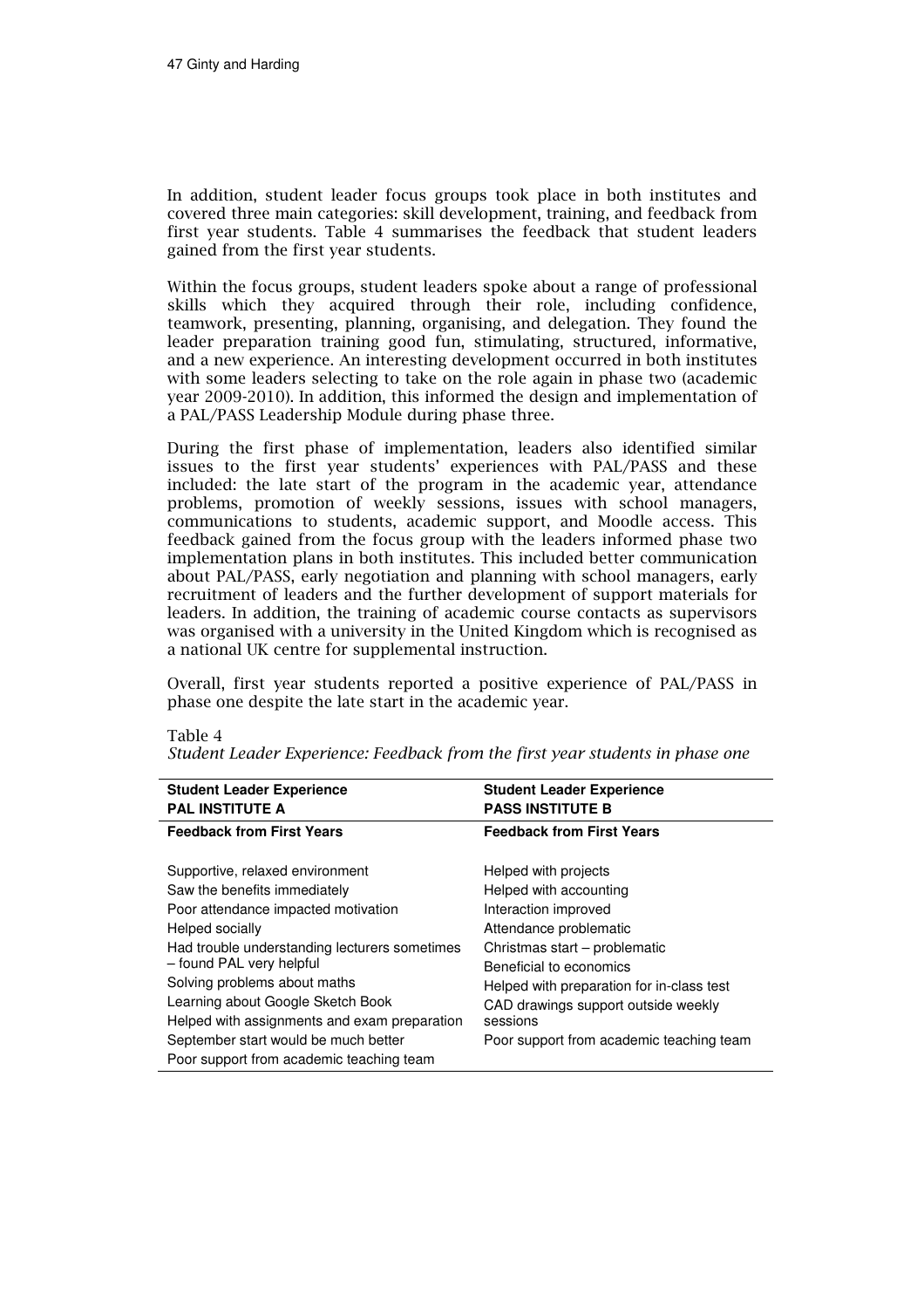In addition, student leader focus groups took place in both institutes and covered three main categories: skill development, training, and feedback from first year students. Table 4 summarises the feedback that student leaders gained from the first year students.

Within the focus groups, student leaders spoke about a range of professional skills which they acquired through their role, including confidence, teamwork, presenting, planning, organising, and delegation. They found the leader preparation training good fun, stimulating, structured, informative, and a new experience. An interesting development occurred in both institutes with some leaders selecting to take on the role again in phase two (academic year 2009-2010). In addition, this informed the design and implementation of a PAL/PASS Leadership Module during phase three.

During the first phase of implementation, leaders also identified similar issues to the first year students' experiences with PAL/PASS and these included: the late start of the program in the academic year, attendance problems, promotion of weekly sessions, issues with school managers, communications to students, academic support, and Moodle access. This feedback gained from the focus group with the leaders informed phase two implementation plans in both institutes. This included better communication about PAL/PASS, early negotiation and planning with school managers, early recruitment of leaders and the further development of support materials for leaders. In addition, the training of academic course contacts as supervisors was organised with a university in the United Kingdom which is recognised as a national UK centre for supplemental instruction.

Overall, first year students reported a positive experience of PAL/PASS in phase one despite the late start in the academic year.

Table 4
*Student Leader Experience: Feedback from the first year students in phase one*

| **Student Leader Experience PAL INSTITUTE A** | **Student Leader Experience PASS INSTITUTE B** |
|---|---|
| **Feedback from First Years** | **Feedback from First Years** |
| Supportive, relaxed environment | Helped with projects |
| Saw the benefits immediately | Helped with accounting |
| Poor attendance impacted motivation | Interaction improved |
| Helped socially | Attendance problematic |
| Had trouble understanding lecturers sometimes – found PAL very helpful | Christmas start – problematic |
| | Beneficial to economics |
| Solving problems about maths | Helped with preparation for in-class test |
| Learning about Google Sketch Book | CAD drawings support outside weekly sessions |
| Helped with assignments and exam preparation | |
| September start would be much better | Poor support from academic teaching team |
| Poor support from academic teaching team | |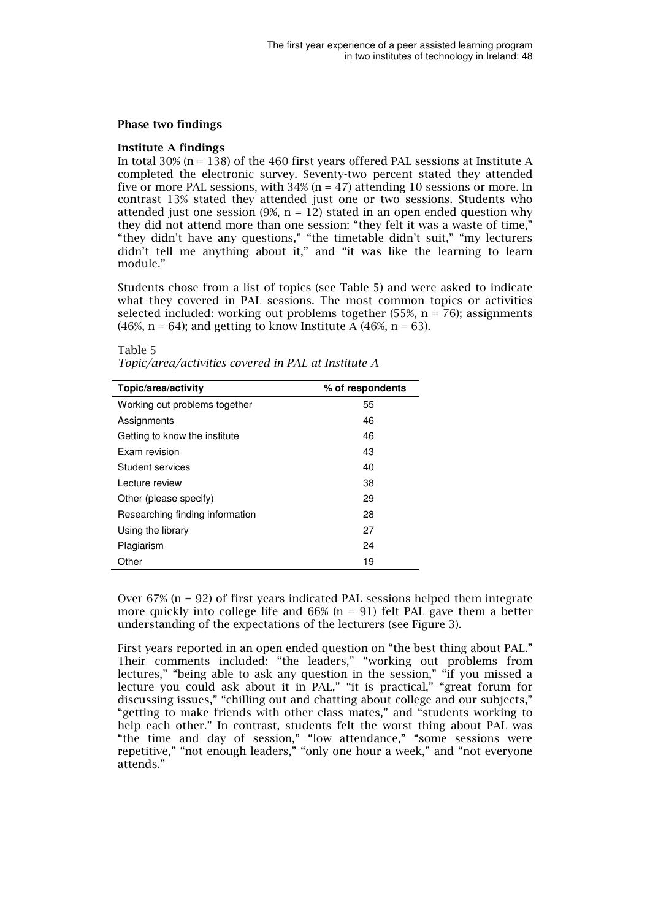## Phase two findings

### Institute A findings

In total 30% (n = 138) of the 460 first years offered PAL sessions at Institute A completed the electronic survey. Seventy-two percent stated they attended five or more PAL sessions, with 34% (n = 47) attending 10 sessions or more. In contrast 13% stated they attended just one or two sessions. Students who attended just one session (9%, n = 12) stated in an open ended question why they did not attend more than one session: "they felt it was a waste of time," "they didn't have any questions," "the timetable didn't suit," "my lecturers didn't tell me anything about it," and "it was like the learning to learn module."

Students chose from a list of topics (see Table 5) and were asked to indicate what they covered in PAL sessions. The most common topics or activities selected included: working out problems together (55%, n = 76); assignments (46%, n = 64); and getting to know Institute A (46%, n = 63).

Table 5
*Topic/area/activities covered in PAL at Institute A*

| Topic/area/activity | % of respondents |
|---|---|
| Working out problems together | 55 |
| Assignments | 46 |
| Getting to know the institute | 46 |
| Exam revision | 43 |
| Student services | 40 |
| Lecture review | 38 |
| Other (please specify) | 29 |
| Researching finding information | 28 |
| Using the library | 27 |
| Plagiarism | 24 |
| Other | 19 |

Over 67% (n = 92) of first years indicated PAL sessions helped them integrate more quickly into college life and 66% (n = 91) felt PAL gave them a better understanding of the expectations of the lecturers (see Figure 3).

First years reported in an open ended question on "the best thing about PAL." Their comments included: "the leaders," "working out problems from lectures," "being able to ask any question in the session," "if you missed a lecture you could ask about it in PAL," "it is practical," "great forum for discussing issues," "chilling out and chatting about college and our subjects," "getting to make friends with other class mates," and "students working to help each other." In contrast, students felt the worst thing about PAL was "the time and day of session," "low attendance," "some sessions were repetitive," "not enough leaders," "only one hour a week," and "not everyone attends."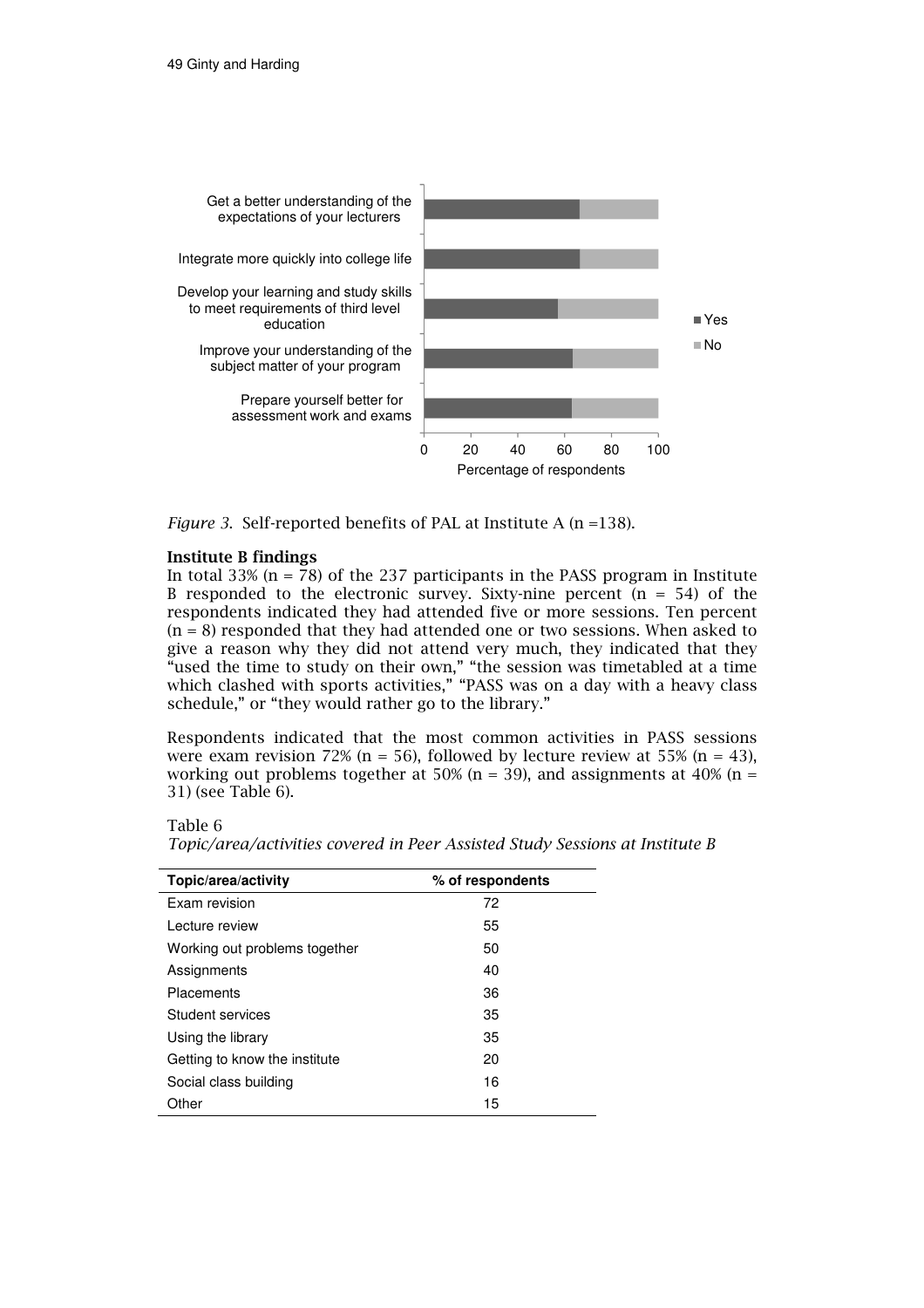*Figure 3.* Self-reported benefits of PAL at Institute A (n =138).

### Institute B findings

In total 33% (n = 78) of the 237 participants in the PASS program in Institute B responded to the electronic survey. Sixty-nine percent (n = 54) of the respondents indicated they had attended five or more sessions. Ten percent (n = 8) responded that they had attended one or two sessions. When asked to give a reason why they did not attend very much, they indicated that they "used the time to study on their own," "the session was timetabled at a time which clashed with sports activities," "PASS was on a day with a heavy class schedule," or "they would rather go to the library."

Respondents indicated that the most common activities in PASS sessions were exam revision 72% (n = 56), followed by lecture review at 55% (n = 43), working out problems together at 50% (n = 39), and assignments at 40% (n = 31) (see Table 6).

Table 6
*Topic/area/activities covered in Peer Assisted Study Sessions at Institute B*

| Topic/area/activity | % of respondents |
|---|---|
| Exam revision | 72 |
| Lecture review | 55 |
| Working out problems together | 50 |
| Assignments | 40 |
| Placements | 36 |
| Student services | 35 |
| Using the library | 35 |
| Getting to know the institute | 20 |
| Social class building | 16 |
| Other | 15 |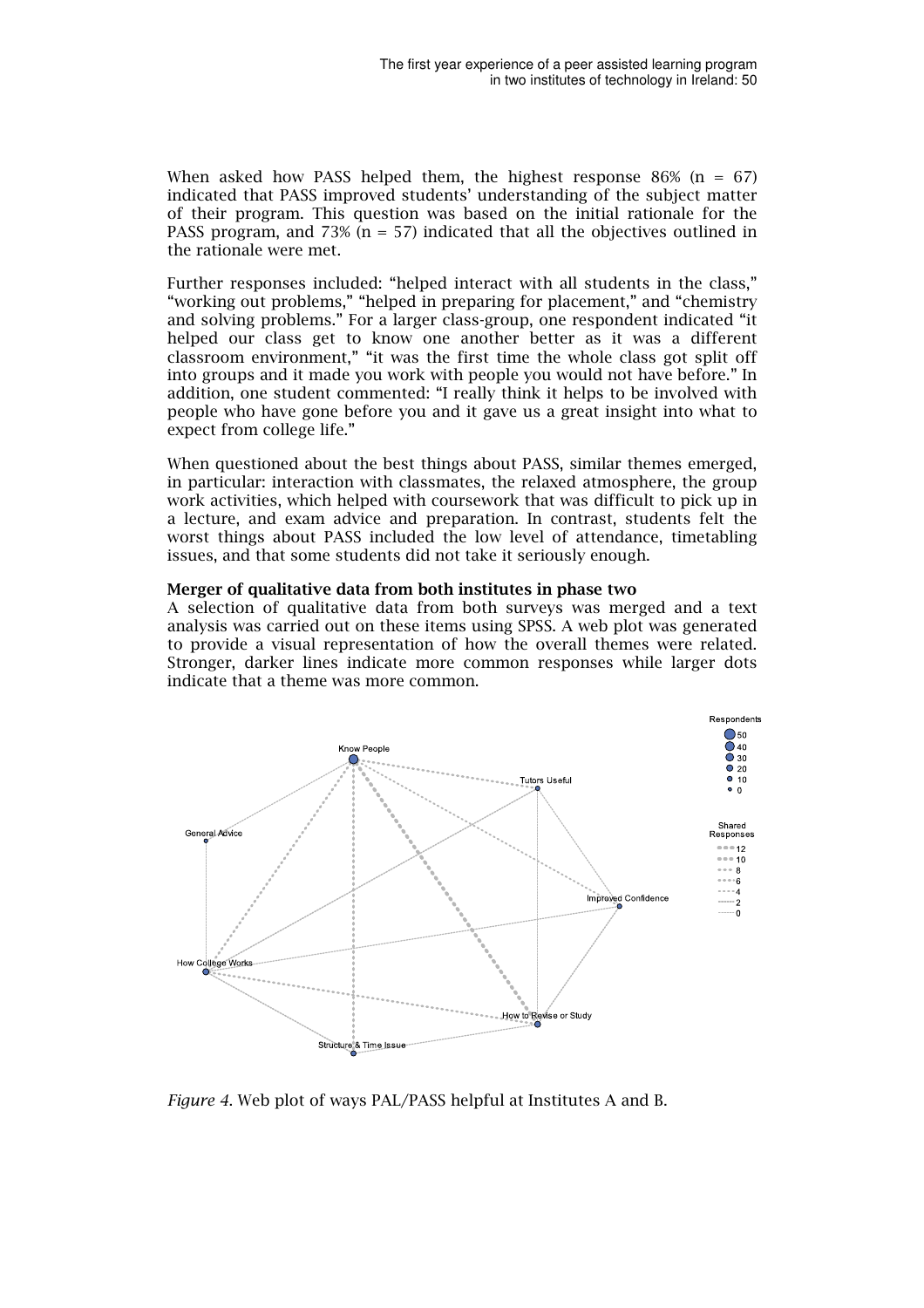When asked how PASS helped them, the highest response 86% (n = 67) indicated that PASS improved students' understanding of the subject matter of their program. This question was based on the initial rationale for the PASS program, and 73% (n = 57) indicated that all the objectives outlined in the rationale were met.

Further responses included: "helped interact with all students in the class," "working out problems," "helped in preparing for placement," and "chemistry and solving problems." For a larger class-group, one respondent indicated "it helped our class get to know one another better as it was a different classroom environment," "it was the first time the whole class got split off into groups and it made you work with people you would not have before." In addition, one student commented: "I really think it helps to be involved with people who have gone before you and it gave us a great insight into what to expect from college life."

When questioned about the best things about PASS, similar themes emerged, in particular: interaction with classmates, the relaxed atmosphere, the group work activities, which helped with coursework that was difficult to pick up in a lecture, and exam advice and preparation. In contrast, students felt the worst things about PASS included the low level of attendance, timetabling issues, and that some students did not take it seriously enough.

**Merger of qualitative data from both institutes in phase two**

A selection of qualitative data from both surveys was merged and a text analysis was carried out on these items using SPSS. A web plot was generated to provide a visual representation of how the overall themes were related. Stronger, darker lines indicate more common responses while larger dots indicate that a theme was more common.

*Figure 4*. Web plot of ways PAL/PASS helpful at Institutes A and B.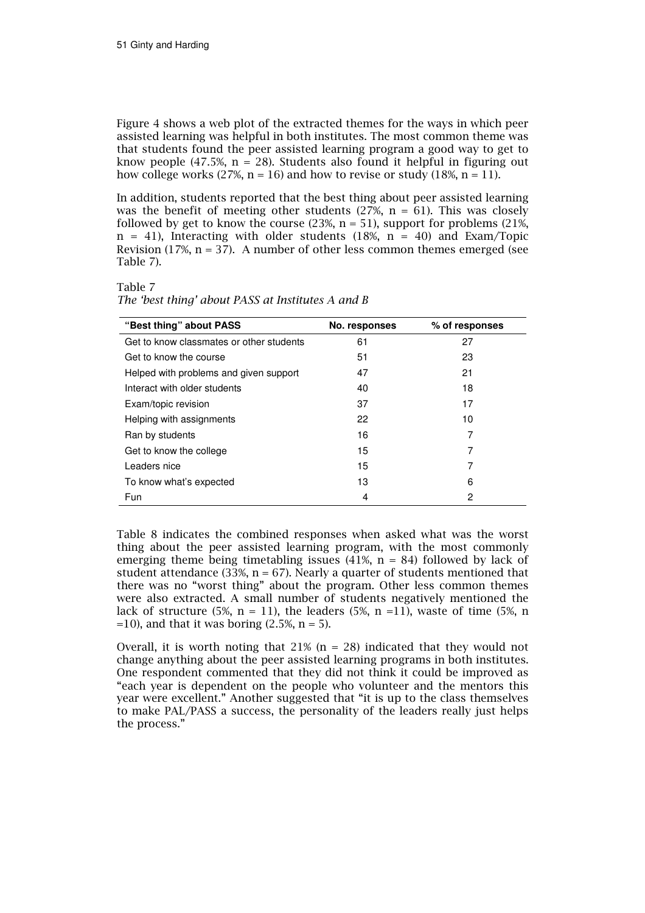Figure 4 shows a web plot of the extracted themes for the ways in which peer assisted learning was helpful in both institutes. The most common theme was that students found the peer assisted learning program a good way to get to know people (47.5%, n = 28). Students also found it helpful in figuring out how college works (27%, n = 16) and how to revise or study (18%, n = 11).

In addition, students reported that the best thing about peer assisted learning was the benefit of meeting other students (27%, n = 61). This was closely followed by get to know the course (23%, n = 51), support for problems (21%, n = 41), Interacting with older students (18%, n = 40) and Exam/Topic Revision (17%, n = 37). A number of other less common themes emerged (see Table 7).

Table 7
*The 'best thing' about PASS at Institutes A and B*

| "Best thing" about PASS | No. responses | % of responses |
|---|---|---|
| Get to know classmates or other students | 61 | 27 |
| Get to know the course | 51 | 23 |
| Helped with problems and given support | 47 | 21 |
| Interact with older students | 40 | 18 |
| Exam/topic revision | 37 | 17 |
| Helping with assignments | 22 | 10 |
| Ran by students | 16 | 7 |
| Get to know the college | 15 | 7 |
| Leaders nice | 15 | 7 |
| To know what's expected | 13 | 6 |
| Fun | 4 | 2 |

Table 8 indicates the combined responses when asked what was the worst thing about the peer assisted learning program, with the most commonly emerging theme being timetabling issues (41%, n = 84) followed by lack of student attendance (33%, n = 67). Nearly a quarter of students mentioned that there was no "worst thing" about the program. Other less common themes were also extracted. A small number of students negatively mentioned the lack of structure (5%, n = 11), the leaders (5%, n =11), waste of time (5%, n =10), and that it was boring (2.5%, n = 5).

Overall, it is worth noting that 21% (n = 28) indicated that they would not change anything about the peer assisted learning programs in both institutes. One respondent commented that they did not think it could be improved as "each year is dependent on the people who volunteer and the mentors this year were excellent." Another suggested that "it is up to the class themselves to make PAL/PASS a success, the personality of the leaders really just helps the process."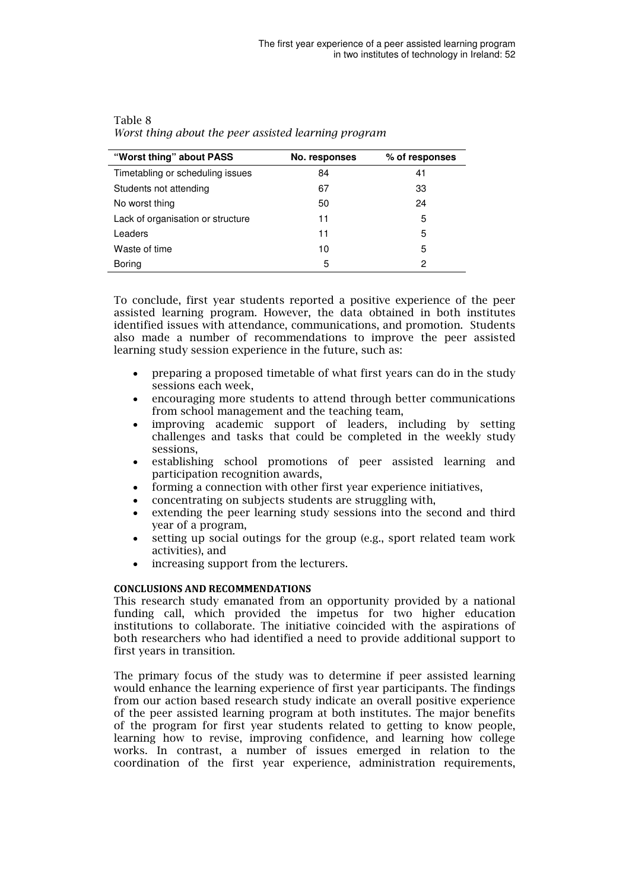Table 8
*Worst thing about the peer assisted learning program*

| "Worst thing" about PASS | No. responses | % of responses |
| --- | --- | --- |
| Timetabling or scheduling issues | 84 | 41 |
| Students not attending | 67 | 33 |
| No worst thing | 50 | 24 |
| Lack of organisation or structure | 11 | 5 |
| Leaders | 11 | 5 |
| Waste of time | 10 | 5 |
| Boring | 5 | 2 |

To conclude, first year students reported a positive experience of the peer assisted learning program. However, the data obtained in both institutes identified issues with attendance, communications, and promotion. Students also made a number of recommendations to improve the peer assisted learning study session experience in the future, such as:

- preparing a proposed timetable of what first years can do in the study sessions each week,
- encouraging more students to attend through better communications from school management and the teaching team,
- improving academic support of leaders, including by setting challenges and tasks that could be completed in the weekly study sessions,
- establishing school promotions of peer assisted learning and participation recognition awards,
- forming a connection with other first year experience initiatives,
- concentrating on subjects students are struggling with,
- extending the peer learning study sessions into the second and third year of a program,
- setting up social outings for the group (e.g., sport related team work activities), and
- increasing support from the lecturers.

## CONCLUSIONS AND RECOMMENDATIONS

This research study emanated from an opportunity provided by a national funding call, which provided the impetus for two higher education institutions to collaborate. The initiative coincided with the aspirations of both researchers who had identified a need to provide additional support to first years in transition.

The primary focus of the study was to determine if peer assisted learning would enhance the learning experience of first year participants. The findings from our action based research study indicate an overall positive experience of the peer assisted learning program at both institutes. The major benefits of the program for first year students related to getting to know people, learning how to revise, improving confidence, and learning how college works. In contrast, a number of issues emerged in relation to the coordination of the first year experience, administration requirements,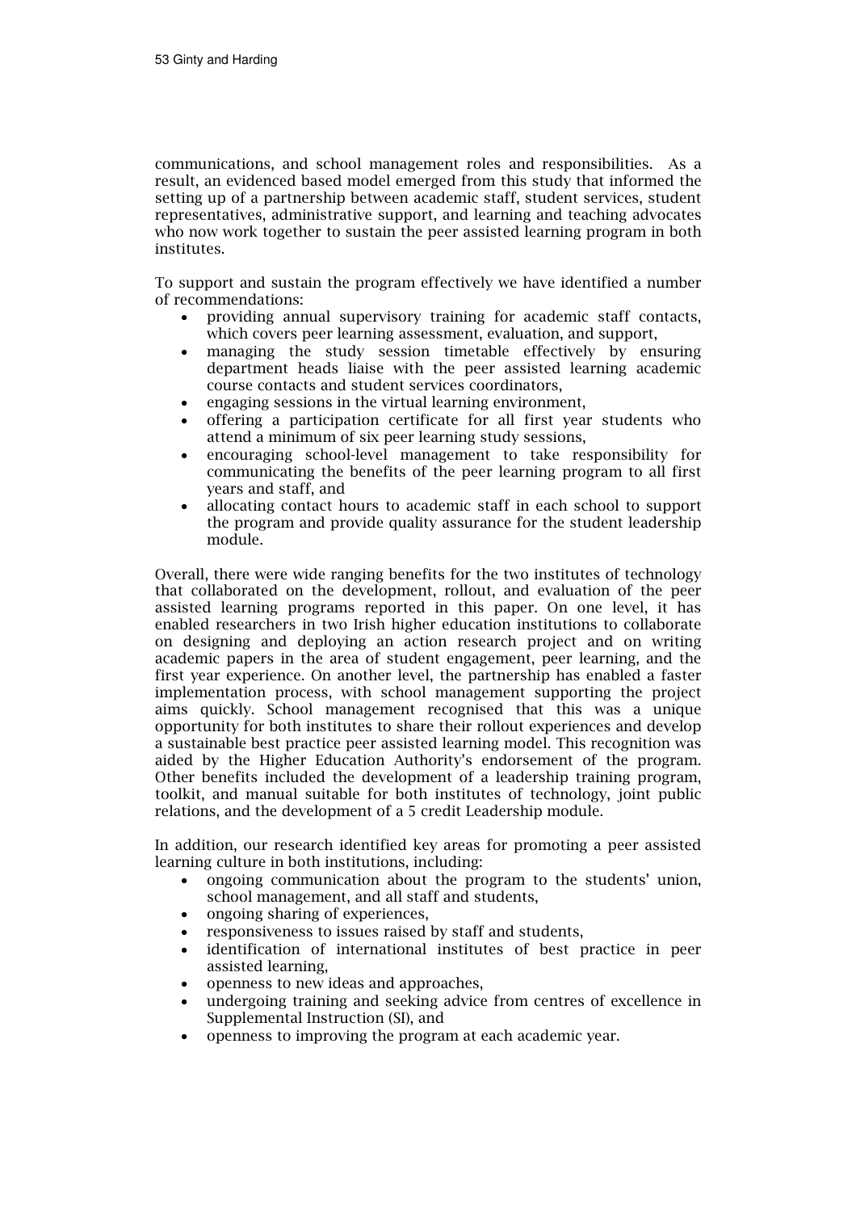communications, and school management roles and responsibilities. As a result, an evidenced based model emerged from this study that informed the setting up of a partnership between academic staff, student services, student representatives, administrative support, and learning and teaching advocates who now work together to sustain the peer assisted learning program in both institutes.

To support and sustain the program effectively we have identified a number of recommendations:

- providing annual supervisory training for academic staff contacts, which covers peer learning assessment, evaluation, and support,
- managing the study session timetable effectively by ensuring department heads liaise with the peer assisted learning academic course contacts and student services coordinators,
- engaging sessions in the virtual learning environment,
- offering a participation certificate for all first year students who attend a minimum of six peer learning study sessions,
- encouraging school-level management to take responsibility for communicating the benefits of the peer learning program to all first years and staff, and
- allocating contact hours to academic staff in each school to support the program and provide quality assurance for the student leadership module.

Overall, there were wide ranging benefits for the two institutes of technology that collaborated on the development, rollout, and evaluation of the peer assisted learning programs reported in this paper. On one level, it has enabled researchers in two Irish higher education institutions to collaborate on designing and deploying an action research project and on writing academic papers in the area of student engagement, peer learning, and the first year experience. On another level, the partnership has enabled a faster implementation process, with school management supporting the project aims quickly. School management recognised that this was a unique opportunity for both institutes to share their rollout experiences and develop a sustainable best practice peer assisted learning model. This recognition was aided by the Higher Education Authority's endorsement of the program. Other benefits included the development of a leadership training program, toolkit, and manual suitable for both institutes of technology, joint public relations, and the development of a 5 credit Leadership module.

In addition, our research identified key areas for promoting a peer assisted learning culture in both institutions, including:

- ongoing communication about the program to the students' union, school management, and all staff and students,
- ongoing sharing of experiences,
- responsiveness to issues raised by staff and students,
- identification of international institutes of best practice in peer assisted learning,
- openness to new ideas and approaches,
- undergoing training and seeking advice from centres of excellence in Supplemental Instruction (SI), and
- openness to improving the program at each academic year.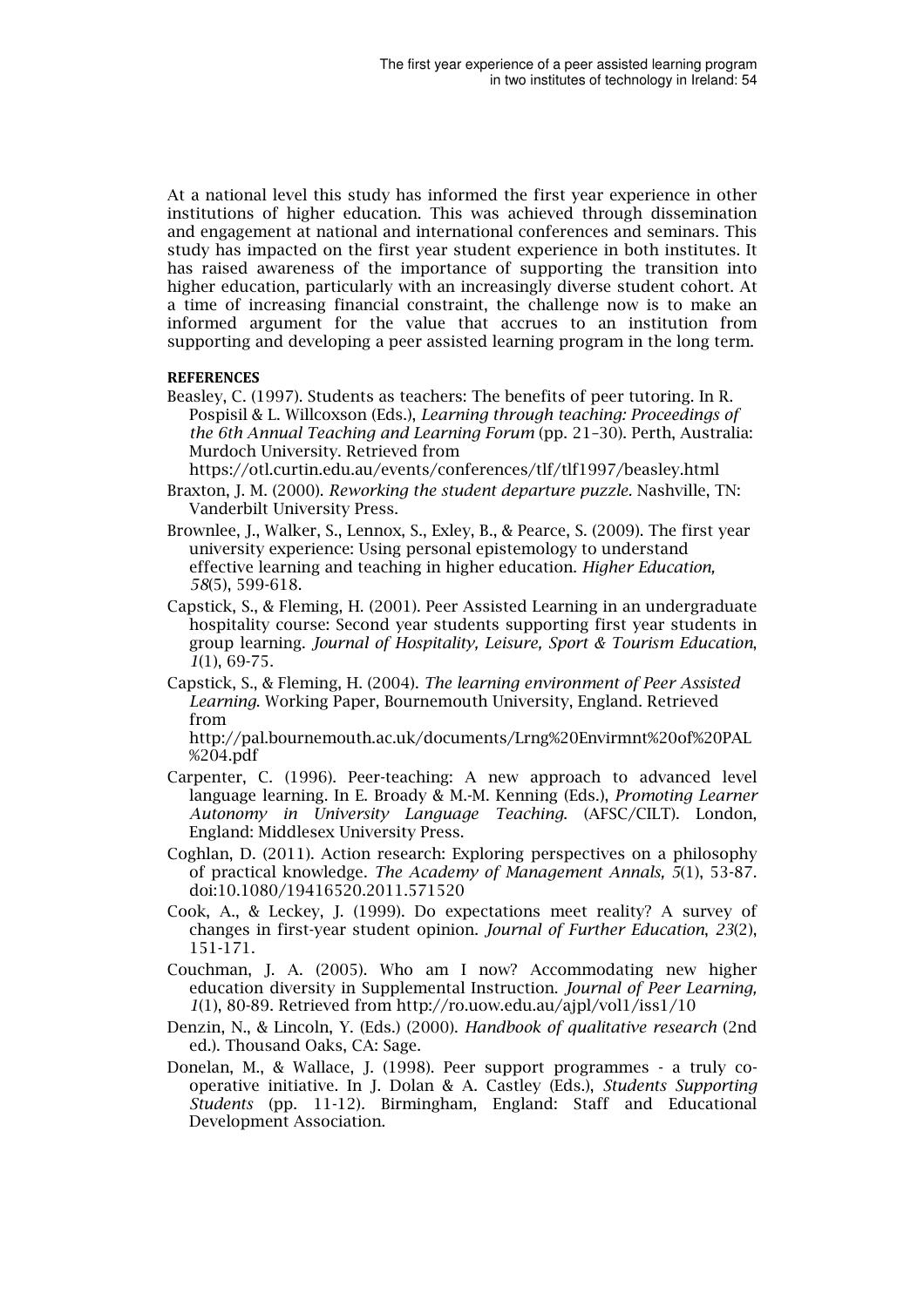At a national level this study has informed the first year experience in other institutions of higher education. This was achieved through dissemination and engagement at national and international conferences and seminars. This study has impacted on the first year student experience in both institutes. It has raised awareness of the importance of supporting the transition into higher education, particularly with an increasingly diverse student cohort. At a time of increasing financial constraint, the challenge now is to make an informed argument for the value that accrues to an institution from supporting and developing a peer assisted learning program in the long term.

## REFERENCES

Beasley, C. (1997). Students as teachers: The benefits of peer tutoring. In R. Pospisil & L. Willcoxson (Eds.), *Learning through teaching: Proceedings of the 6th Annual Teaching and Learning Forum* (pp. 21–30). Perth, Australia: Murdoch University. Retrieved from https://otl.curtin.edu.au/events/conferences/tlf/tlf1997/beasley.html

Braxton, J. M. (2000). *Reworking the student departure puzzle.* Nashville, TN: Vanderbilt University Press.

Brownlee, J., Walker, S., Lennox, S., Exley, B., & Pearce, S. (2009). The first year university experience: Using personal epistemology to understand effective learning and teaching in higher education. *Higher Education, 58*(5), 599-618.

Capstick, S., & Fleming, H. (2001). Peer Assisted Learning in an undergraduate hospitality course: Second year students supporting first year students in group learning. *Journal of Hospitality, Leisure, Sport & Tourism Education*, *1*(1), 69-75.

Capstick, S., & Fleming, H. (2004). *The learning environment of Peer Assisted Learning.* Working Paper, Bournemouth University, England. Retrieved from http://pal.bournemouth.ac.uk/documents/Lrng%20Envirmnt%20of%20PAL%204.pdf

Carpenter, C. (1996). Peer-teaching: A new approach to advanced level language learning. In E. Broady & M.-M. Kenning (Eds.), *Promoting Learner Autonomy in University Language Teaching.* (AFSC/CILT). London, England: Middlesex University Press.

Coghlan, D. (2011). Action research: Exploring perspectives on a philosophy of practical knowledge. *The Academy of Management Annals, 5*(1), 53-87. doi:10.1080/19416520.2011.571520

Cook, A., & Leckey, J. (1999). Do expectations meet reality? A survey of changes in first-year student opinion. *Journal of Further Education*, *23*(2), 151-171.

Couchman, J. A. (2005). Who am I now? Accommodating new higher education diversity in Supplemental Instruction. *Journal of Peer Learning, 1*(1), 80-89. Retrieved from http://ro.uow.edu.au/ajpl/vol1/iss1/10

Denzin, N., & Lincoln, Y. (Eds.) (2000). *Handbook of qualitative research* (2nd ed.). Thousand Oaks, CA: Sage.

Donelan, M., & Wallace, J. (1998). Peer support programmes - a truly co-operative initiative. In J. Dolan & A. Castley (Eds.), *Students Supporting Students* (pp. 11-12). Birmingham, England: Staff and Educational Development Association.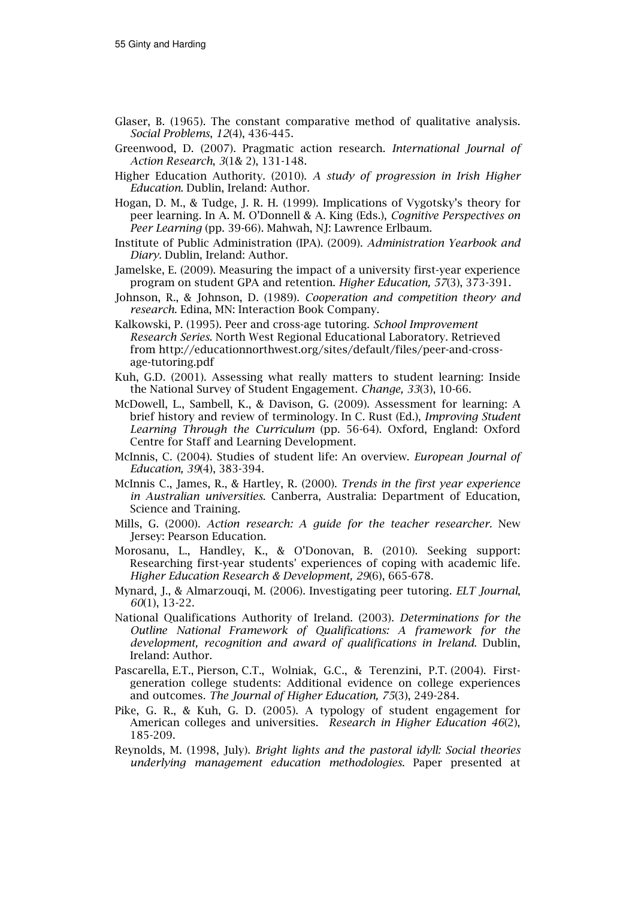Glaser, B. (1965). The constant comparative method of qualitative analysis. *Social Problems*, *12*(4), 436-445.

Greenwood, D. (2007). Pragmatic action research. *International Journal of Action Research*, *3*(1& 2), 131-148.

Higher Education Authority. (2010). *A study of progression in Irish Higher Education.* Dublin, Ireland: Author.

Hogan, D. M., & Tudge, J. R. H. (1999). Implications of Vygotsky's theory for peer learning. In A. M. O'Donnell & A. King (Eds.), *Cognitive Perspectives on Peer Learning* (pp. 39-66). Mahwah, NJ: Lawrence Erlbaum.

Institute of Public Administration (IPA). (2009). *Administration Yearbook and Diary.* Dublin, Ireland: Author.

Jamelske, E. (2009). Measuring the impact of a university first-year experience program on student GPA and retention. *Higher Education, 57*(3), 373-391.

Johnson, R., & Johnson, D. (1989). *Cooperation and competition theory and research.* Edina, MN: Interaction Book Company.

Kalkowski, P. (1995). Peer and cross-age tutoring. *School Improvement Research Series.* North West Regional Educational Laboratory. Retrieved from http://educationnorthwest.org/sites/default/files/peer-and-cross-age-tutoring.pdf

Kuh, G.D. (2001). Assessing what really matters to student learning: Inside the National Survey of Student Engagement. *Change, 33*(3), 10-66.

McDowell, L., Sambell, K., & Davison, G. (2009). Assessment for learning: A brief history and review of terminology. In C. Rust (Ed.), *Improving Student Learning Through the Curriculum* (pp. 56-64). Oxford, England: Oxford Centre for Staff and Learning Development.

McInnis, C. (2004). Studies of student life: An overview. *European Journal of Education, 39*(4), 383-394.

McInnis C., James, R., & Hartley, R. (2000). *Trends in the first year experience in Australian universities.* Canberra, Australia: Department of Education, Science and Training.

Mills, G. (2000). *Action research: A guide for the teacher researcher.* New Jersey: Pearson Education.

Morosanu, L., Handley, K., & O'Donovan, B. (2010). Seeking support: Researching first-year students' experiences of coping with academic life. *Higher Education Research & Development, 29*(6), 665-678.

Mynard, J., & Almarzouqi, M. (2006). Investigating peer tutoring. *ELT Journal*, *60*(1), 13-22.

National Qualifications Authority of Ireland. (2003). *Determinations for the Outline National Framework of Qualifications: A framework for the development, recognition and award of qualifications in Ireland.* Dublin, Ireland: Author.

Pascarella, E.T., Pierson, C.T., Wolniak, G.C., & Terenzini, P.T. (2004). First-generation college students: Additional evidence on college experiences and outcomes. *The Journal of Higher Education, 75*(3), 249-284.

Pike, G. R., & Kuh, G. D. (2005). A typology of student engagement for American colleges and universities. *Research in Higher Education 46*(2), 185-209.

Reynolds, M. (1998, July). *Bright lights and the pastoral idyll: Social theories underlying management education methodologies.* Paper presented at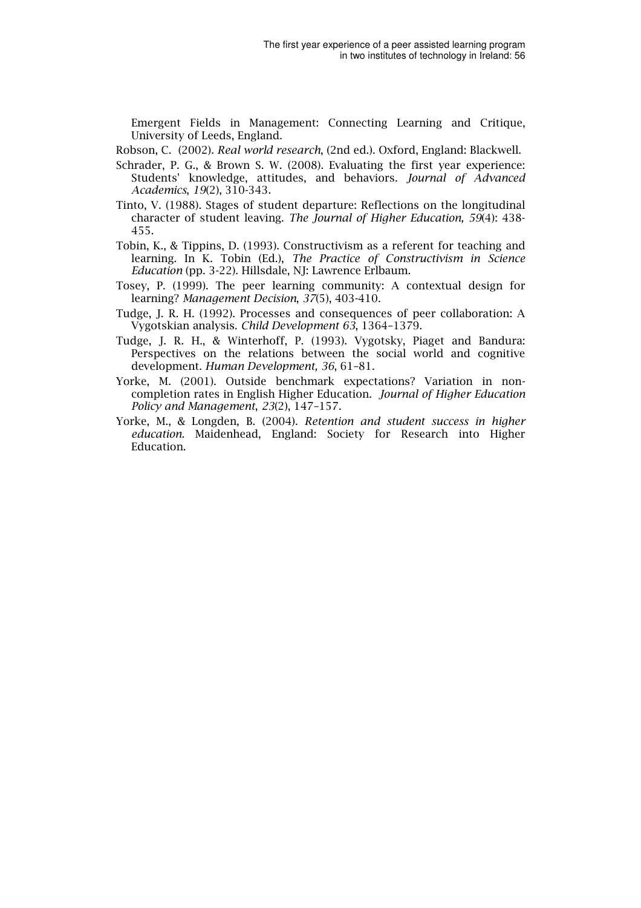Emergent Fields in Management: Connecting Learning and Critique, University of Leeds, England.

Robson, C. (2002). *Real world research*, (2nd ed.). Oxford, England: Blackwell.

Schrader, P. G., & Brown S. W. (2008). Evaluating the first year experience: Students' knowledge, attitudes, and behaviors. *Journal of Advanced Academics*, *19*(2), 310-343.

Tinto, V. (1988). Stages of student departure: Reflections on the longitudinal character of student leaving. *The Journal of Higher Education, 59*(4): 438-455.

Tobin, K., & Tippins, D. (1993). Constructivism as a referent for teaching and learning. In K. Tobin (Ed.), *The Practice of Constructivism in Science Education* (pp. 3-22). Hillsdale, NJ: Lawrence Erlbaum.

Tosey, P. (1999). The peer learning community: A contextual design for learning? *Management Decision*, *37*(5), 403-410.

Tudge, J. R. H. (1992). Processes and consequences of peer collaboration: A Vygotskian analysis. *Child Development 63*, 1364–1379.

Tudge, J. R. H., & Winterhoff, P. (1993). Vygotsky, Piaget and Bandura: Perspectives on the relations between the social world and cognitive development. *Human Development, 36*, 61–81.

Yorke, M. (2001). Outside benchmark expectations? Variation in non-completion rates in English Higher Education. *Journal of Higher Education Policy and Management*, *23*(2), 147–157.

Yorke, M., & Longden, B. (2004). *Retention and student success in higher education*. Maidenhead, England: Society for Research into Higher Education.